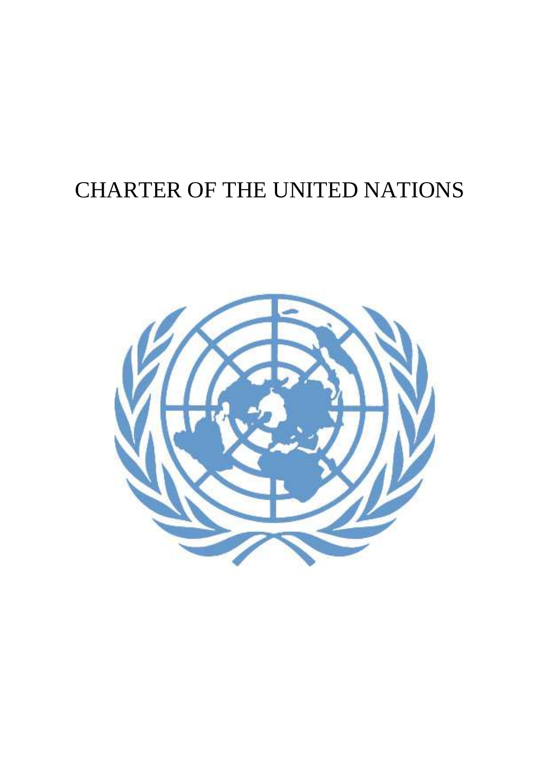# CHARTER OF THE UNITED NATIONS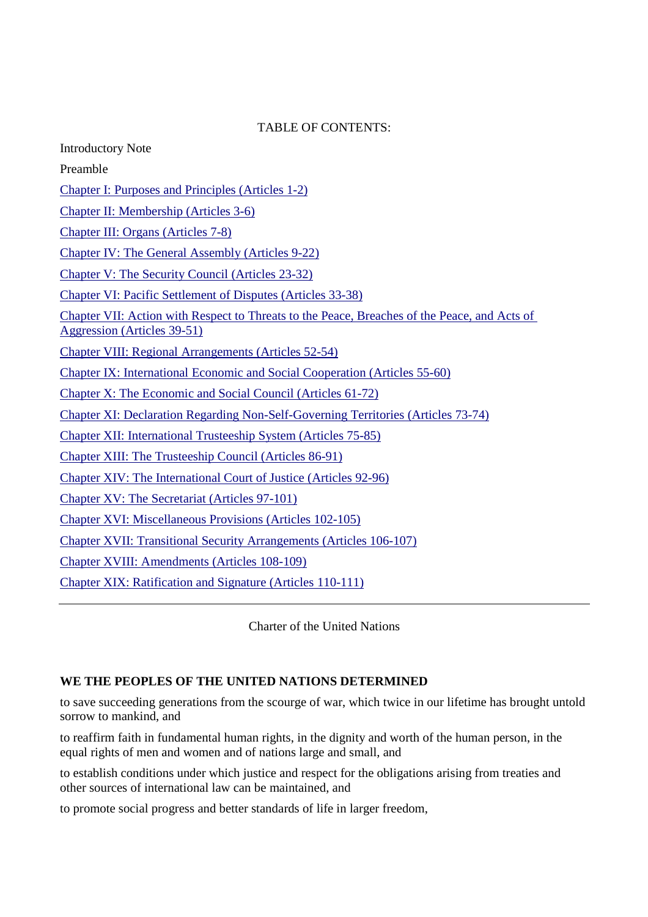TABLE OF CONTENTS:

Introductory Note

Preamble

Chapter I: Purposes and Principles (Articles 1-2)

Chapter II: Membership (Articles 3-6)

Chapter III: Organs (Articles 7-8)

Chapter IV: The General Assembly (Articles 9-22)

Chapter V: The Security Council (Articles 23-32)

Chapter VI: Pacific Settlement of Disputes (Articles 33-38)

Chapter VII: Action with Respect to Threats to the Peace, Breaches of the Peace, and Acts of Aggression (Articles 39-51)

Chapter VIII: Regional Arrangements (Articles 52-54)

Chapter IX: International Economic and Social Cooperation (Articles 55-60)

Chapter X: The Economic and Social Council (Articles 61-72)

Chapter XI: Declaration Regarding Non-Self-Governing Territories (Articles 73-74)

Chapter XII: International Trusteeship System (Articles 75-85)

Chapter XIII: The Trusteeship Council (Articles 86-91)

Chapter XIV: The International Court of Justice (Articles 92-96)

Chapter XV: The Secretariat (Articles 97-101)

Chapter XVI: Miscellaneous Provisions (Articles 102-105)

Chapter XVII: Transitional Security Arrangements (Articles 106-107)

Chapter XVIII: Amendments (Articles 108-109)

Chapter XIX: Ratification and Signature (Articles 110-111)

---

Charter of the United Nations

**WE THE PEOPLES OF THE UNITED NATIONS DETERMINED**

to save succeeding generations from the scourge of war, which twice in our lifetime has brought untold sorrow to mankind, and

to reaffirm faith in fundamental human rights, in the dignity and worth of the human person, in the equal rights of men and women and of nations large and small, and

to establish conditions under which justice and respect for the obligations arising from treaties and other sources of international law can be maintained, and

to promote social progress and better standards of life in larger freedom,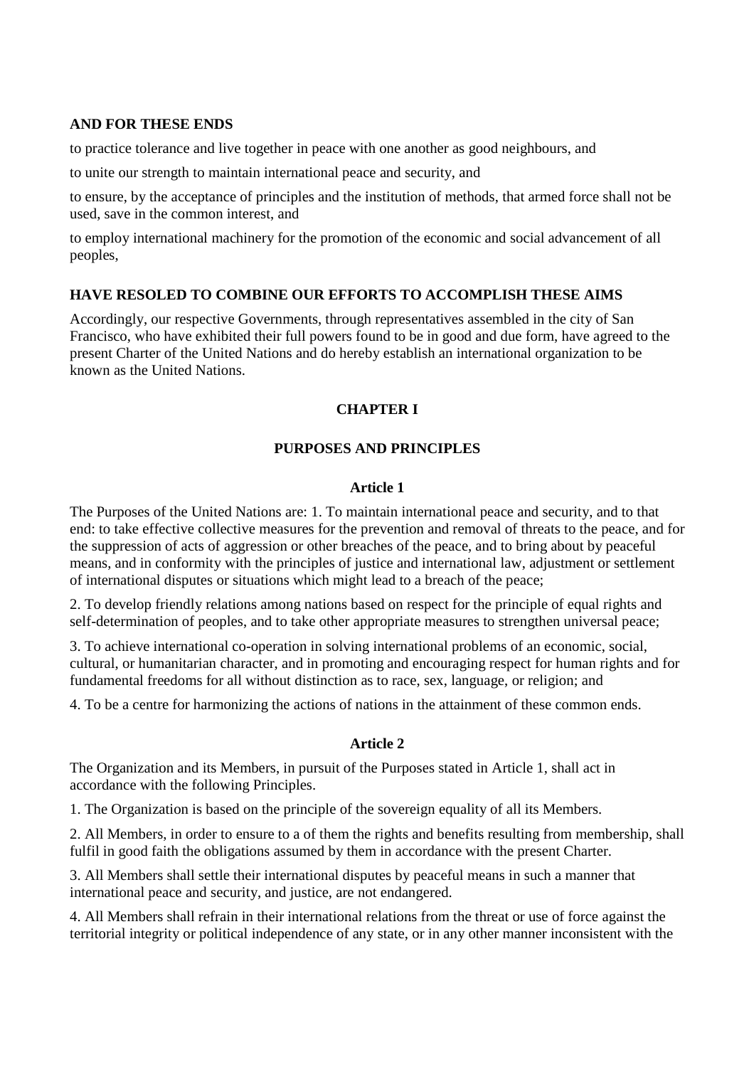**AND FOR THESE ENDS**

to practice tolerance and live together in peace with one another as good neighbours, and

to unite our strength to maintain international peace and security, and

to ensure, by the acceptance of principles and the institution of methods, that armed force shall not be used, save in the common interest, and

to employ international machinery for the promotion of the economic and social advancement of all peoples,

**HAVE RESOLED TO COMBINE OUR EFFORTS TO ACCOMPLISH THESE AIMS**

Accordingly, our respective Governments, through representatives assembled in the city of San Francisco, who have exhibited their full powers found to be in good and due form, have agreed to the present Charter of the United Nations and do hereby establish an international organization to be known as the United Nations.

## CHAPTER I

## PURPOSES AND PRINCIPLES

### Article 1

The Purposes of the United Nations are: 1. To maintain international peace and security, and to that end: to take effective collective measures for the prevention and removal of threats to the peace, and for the suppression of acts of aggression or other breaches of the peace, and to bring about by peaceful means, and in conformity with the principles of justice and international law, adjustment or settlement of international disputes or situations which might lead to a breach of the peace;

2. To develop friendly relations among nations based on respect for the principle of equal rights and self-determination of peoples, and to take other appropriate measures to strengthen universal peace;

3. To achieve international co-operation in solving international problems of an economic, social, cultural, or humanitarian character, and in promoting and encouraging respect for human rights and for fundamental freedoms for all without distinction as to race, sex, language, or religion; and

4. To be a centre for harmonizing the actions of nations in the attainment of these common ends.

### Article 2

The Organization and its Members, in pursuit of the Purposes stated in Article 1, shall act in accordance with the following Principles.

1. The Organization is based on the principle of the sovereign equality of all its Members.

2. All Members, in order to ensure to a of them the rights and benefits resulting from membership, shall fulfil in good faith the obligations assumed by them in accordance with the present Charter.

3. All Members shall settle their international disputes by peaceful means in such a manner that international peace and security, and justice, are not endangered.

4. All Members shall refrain in their international relations from the threat or use of force against the territorial integrity or political independence of any state, or in any other manner inconsistent with the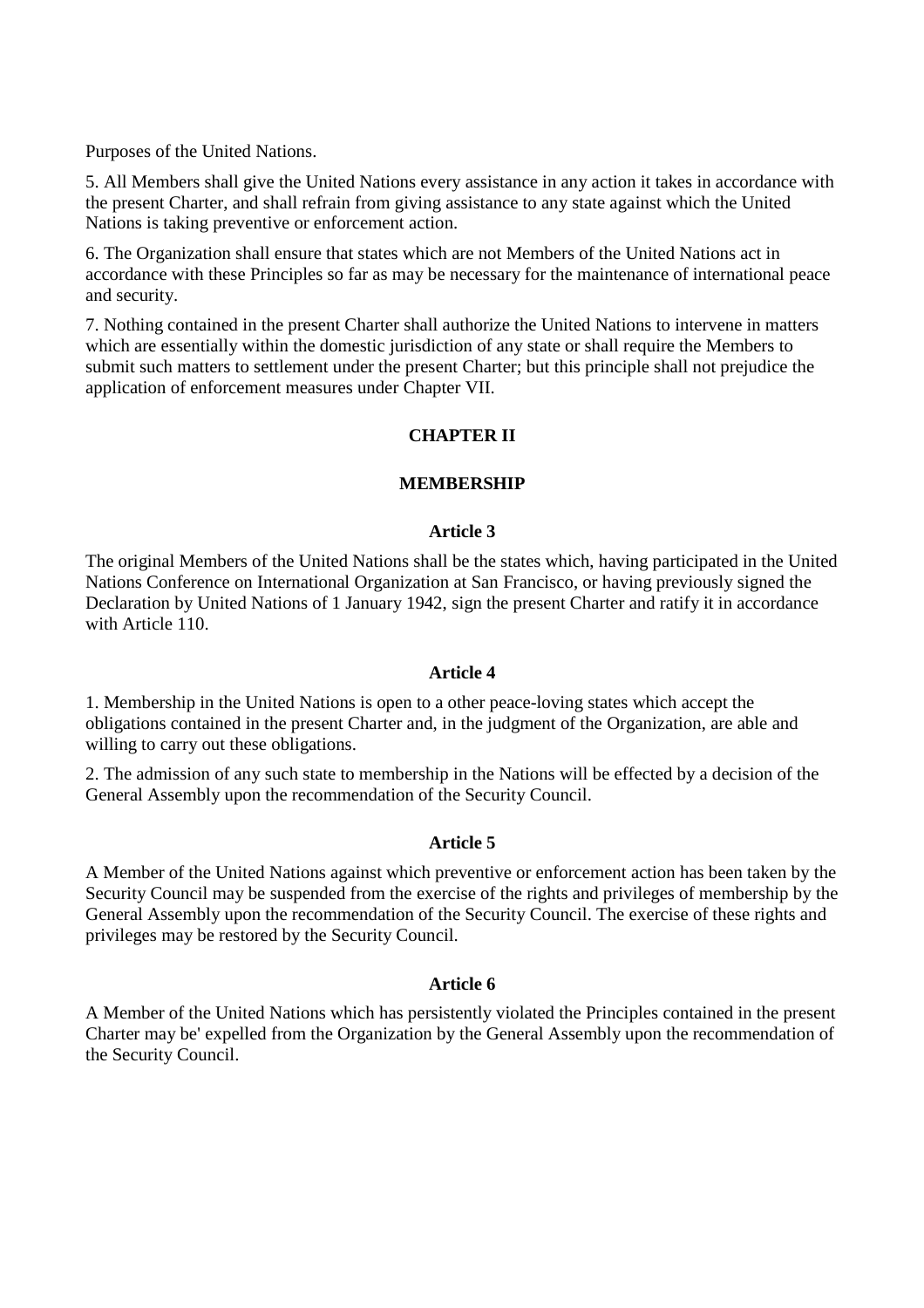Purposes of the United Nations.

5. All Members shall give the United Nations every assistance in any action it takes in accordance with the present Charter, and shall refrain from giving assistance to any state against which the United Nations is taking preventive or enforcement action.

6. The Organization shall ensure that states which are not Members of the United Nations act in accordance with these Principles so far as may be necessary for the maintenance of international peace and security.

7. Nothing contained in the present Charter shall authorize the United Nations to intervene in matters which are essentially within the domestic jurisdiction of any state or shall require the Members to submit such matters to settlement under the present Charter; but this principle shall not prejudice the application of enforcement measures under Chapter VII.

## CHAPTER II

## MEMBERSHIP

### Article 3

The original Members of the United Nations shall be the states which, having participated in the United Nations Conference on International Organization at San Francisco, or having previously signed the Declaration by United Nations of 1 January 1942, sign the present Charter and ratify it in accordance with Article 110.

### Article 4

1. Membership in the United Nations is open to a other peace-loving states which accept the obligations contained in the present Charter and, in the judgment of the Organization, are able and willing to carry out these obligations.

2. The admission of any such state to membership in the Nations will be effected by a decision of the General Assembly upon the recommendation of the Security Council.

### Article 5

A Member of the United Nations against which preventive or enforcement action has been taken by the Security Council may be suspended from the exercise of the rights and privileges of membership by the General Assembly upon the recommendation of the Security Council. The exercise of these rights and privileges may be restored by the Security Council.

### Article 6

A Member of the United Nations which has persistently violated the Principles contained in the present Charter may be' expelled from the Organization by the General Assembly upon the recommendation of the Security Council.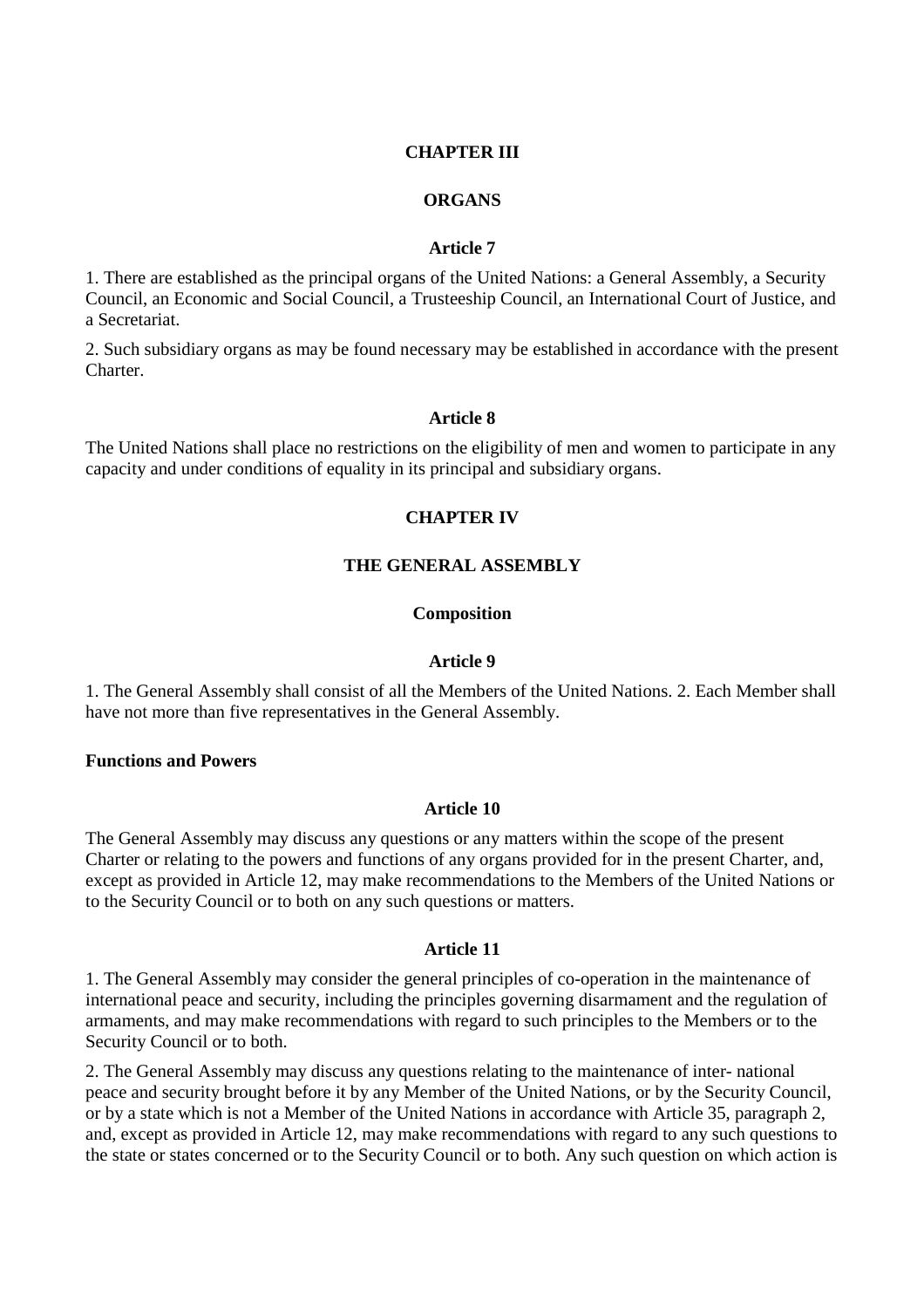## CHAPTER III

## ORGANS

### Article 7

1. There are established as the principal organs of the United Nations: a General Assembly, a Security Council, an Economic and Social Council, a Trusteeship Council, an International Court of Justice, and a Secretariat.

2. Such subsidiary organs as may be found necessary may be established in accordance with the present Charter.

### Article 8

The United Nations shall place no restrictions on the eligibility of men and women to participate in any capacity and under conditions of equality in its principal and subsidiary organs.

## CHAPTER IV

## THE GENERAL ASSEMBLY

### Composition

### Article 9

1. The General Assembly shall consist of all the Members of the United Nations. 2. Each Member shall have not more than five representatives in the General Assembly.

**Functions and Powers**

### Article 10

The General Assembly may discuss any questions or any matters within the scope of the present Charter or relating to the powers and functions of any organs provided for in the present Charter, and, except as provided in Article 12, may make recommendations to the Members of the United Nations or to the Security Council or to both on any such questions or matters.

### Article 11

1. The General Assembly may consider the general principles of co-operation in the maintenance of international peace and security, including the principles governing disarmament and the regulation of armaments, and may make recommendations with regard to such principles to the Members or to the Security Council or to both.

2. The General Assembly may discuss any questions relating to the maintenance of inter- national peace and security brought before it by any Member of the United Nations, or by the Security Council, or by a state which is not a Member of the United Nations in accordance with Article 35, paragraph 2, and, except as provided in Article 12, may make recommendations with regard to any such questions to the state or states concerned or to the Security Council or to both. Any such question on which action is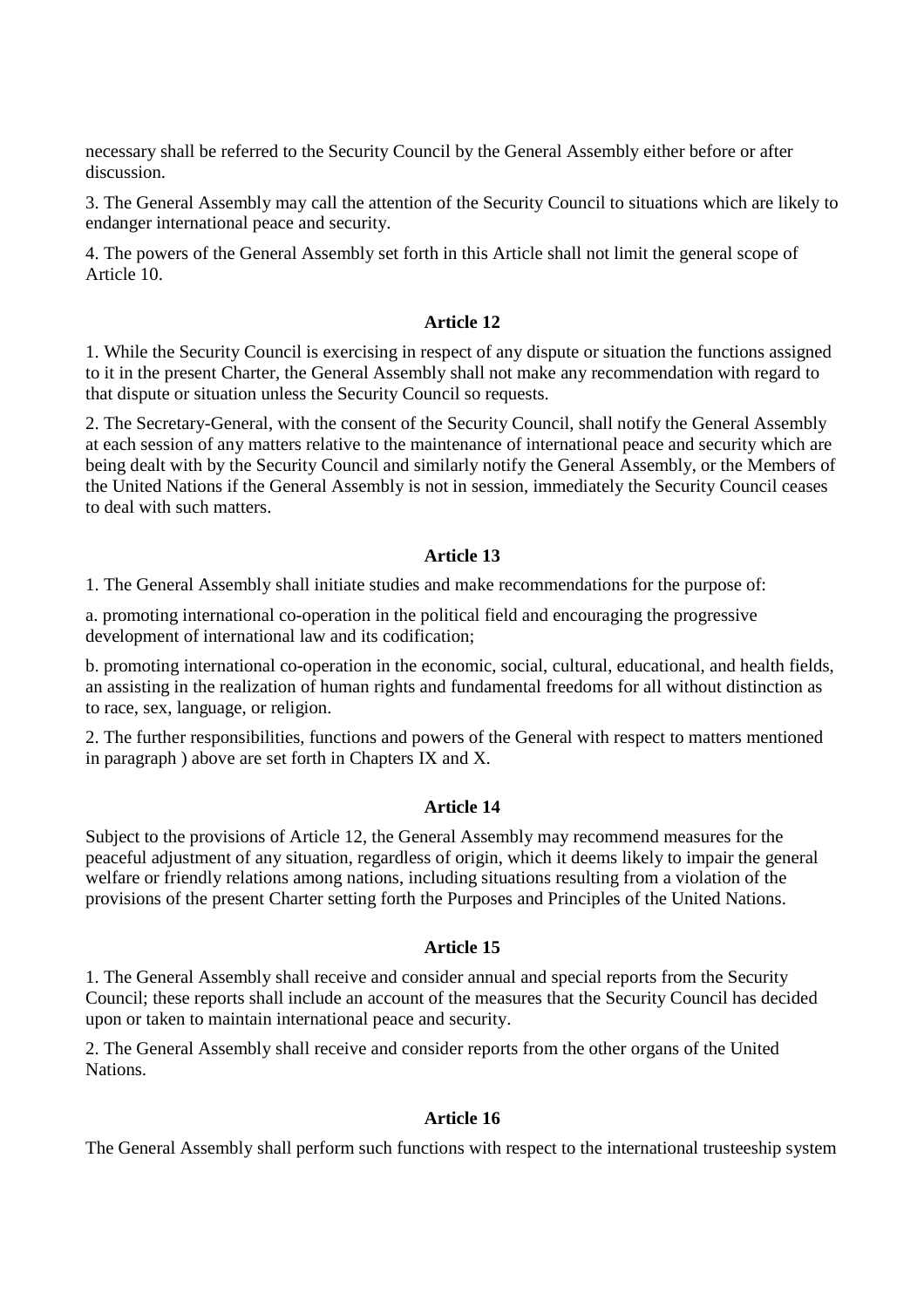necessary shall be referred to the Security Council by the General Assembly either before or after discussion.

3. The General Assembly may call the attention of the Security Council to situations which are likely to endanger international peace and security.

4. The powers of the General Assembly set forth in this Article shall not limit the general scope of Article 10.

**Article 12**

1. While the Security Council is exercising in respect of any dispute or situation the functions assigned to it in the present Charter, the General Assembly shall not make any recommendation with regard to that dispute or situation unless the Security Council so requests.

2. The Secretary-General, with the consent of the Security Council, shall notify the General Assembly at each session of any matters relative to the maintenance of international peace and security which are being dealt with by the Security Council and similarly notify the General Assembly, or the Members of the United Nations if the General Assembly is not in session, immediately the Security Council ceases to deal with such matters.

**Article 13**

1. The General Assembly shall initiate studies and make recommendations for the purpose of:

a. promoting international co-operation in the political field and encouraging the progressive development of international law and its codification;

b. promoting international co-operation in the economic, social, cultural, educational, and health fields, an assisting in the realization of human rights and fundamental freedoms for all without distinction as to race, sex, language, or religion.

2. The further responsibilities, functions and powers of the General with respect to matters mentioned in paragraph ) above are set forth in Chapters IX and X.

**Article 14**

Subject to the provisions of Article 12, the General Assembly may recommend measures for the peaceful adjustment of any situation, regardless of origin, which it deems likely to impair the general welfare or friendly relations among nations, including situations resulting from a violation of the provisions of the present Charter setting forth the Purposes and Principles of the United Nations.

**Article 15**

1. The General Assembly shall receive and consider annual and special reports from the Security Council; these reports shall include an account of the measures that the Security Council has decided upon or taken to maintain international peace and security.

2. The General Assembly shall receive and consider reports from the other organs of the United Nations.

**Article 16**

The General Assembly shall perform such functions with respect to the international trusteeship system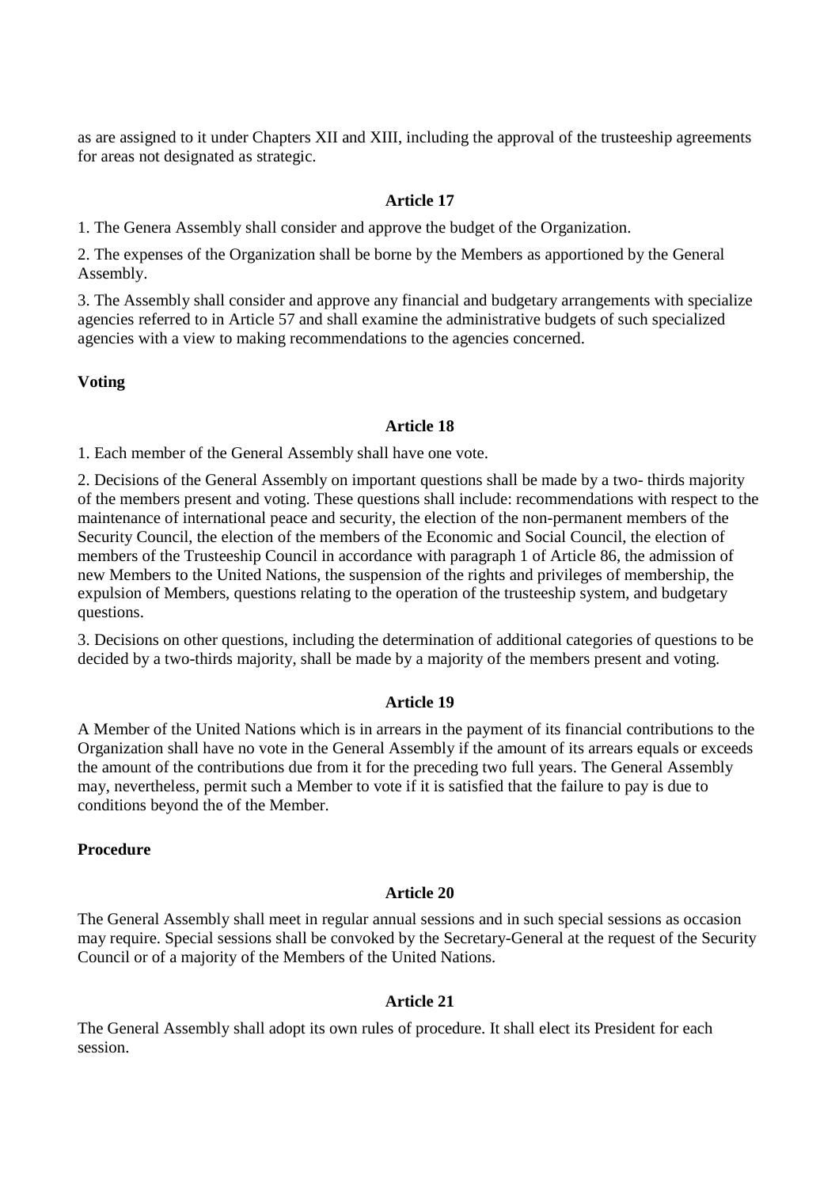as are assigned to it under Chapters XII and XIII, including the approval of the trusteeship agreements for areas not designated as strategic.

**Article 17**

1. The Genera Assembly shall consider and approve the budget of the Organization.

2. The expenses of the Organization shall be borne by the Members as apportioned by the General Assembly.

3. The Assembly shall consider and approve any financial and budgetary arrangements with specialize agencies referred to in Article 57 and shall examine the administrative budgets of such specialized agencies with a view to making recommendations to the agencies concerned.

**Voting**

**Article 18**

1. Each member of the General Assembly shall have one vote.

2. Decisions of the General Assembly on important questions shall be made by a two- thirds majority of the members present and voting. These questions shall include: recommendations with respect to the maintenance of international peace and security, the election of the non-permanent members of the Security Council, the election of the members of the Economic and Social Council, the election of members of the Trusteeship Council in accordance with paragraph 1 of Article 86, the admission of new Members to the United Nations, the suspension of the rights and privileges of membership, the expulsion of Members, questions relating to the operation of the trusteeship system, and budgetary questions.

3. Decisions on other questions, including the determination of additional categories of questions to be decided by a two-thirds majority, shall be made by a majority of the members present and voting.

**Article 19**

A Member of the United Nations which is in arrears in the payment of its financial contributions to the Organization shall have no vote in the General Assembly if the amount of its arrears equals or exceeds the amount of the contributions due from it for the preceding two full years. The General Assembly may, nevertheless, permit such a Member to vote if it is satisfied that the failure to pay is due to conditions beyond the of the Member.

**Procedure**

**Article 20**

The General Assembly shall meet in regular annual sessions and in such special sessions as occasion may require. Special sessions shall be convoked by the Secretary-General at the request of the Security Council or of a majority of the Members of the United Nations.

**Article 21**

The General Assembly shall adopt its own rules of procedure. It shall elect its President for each session.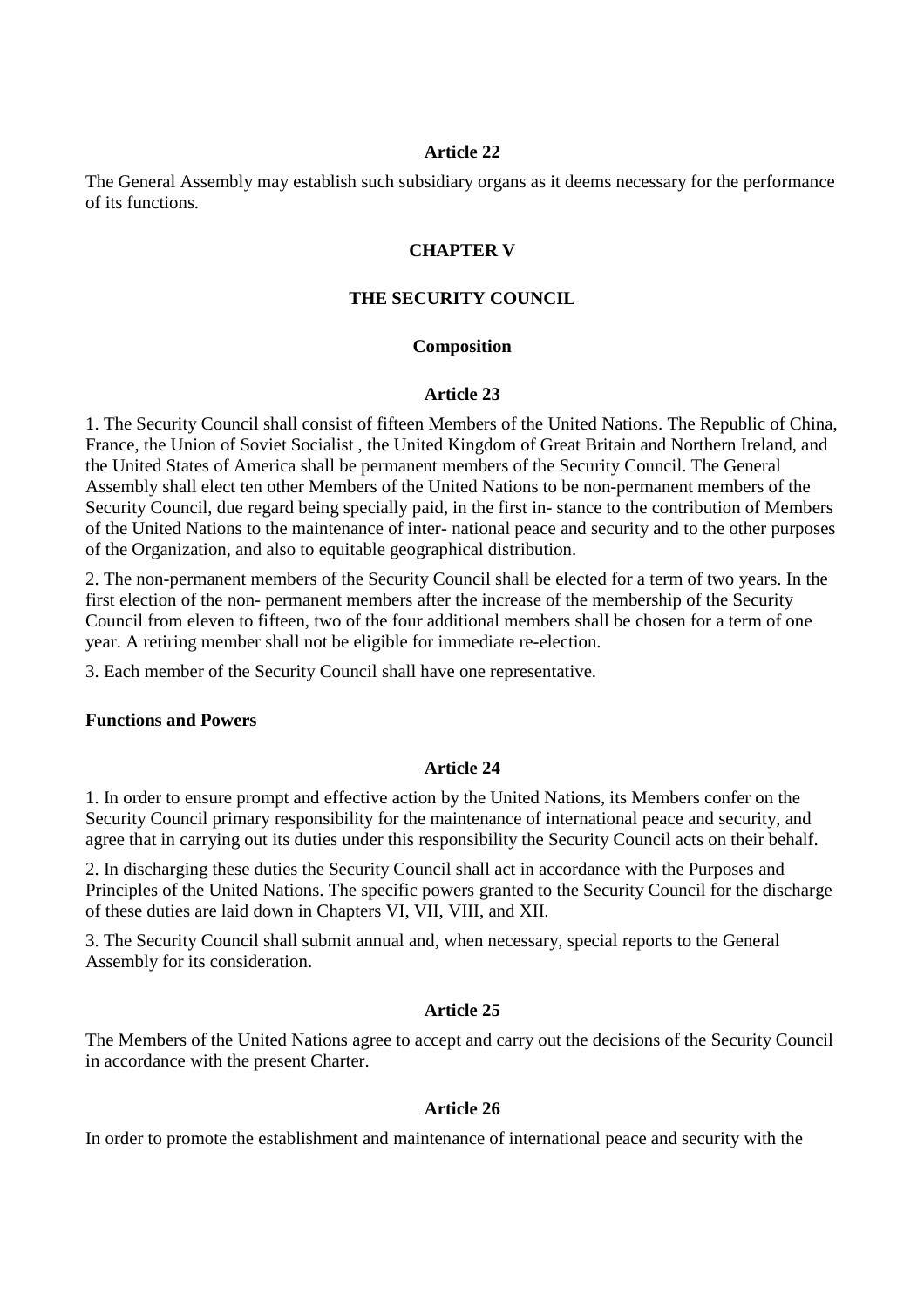### Article 22

The General Assembly may establish such subsidiary organs as it deems necessary for the performance of its functions.

## CHAPTER V

## THE SECURITY COUNCIL

### Composition

### Article 23

1. The Security Council shall consist of fifteen Members of the United Nations. The Republic of China, France, the Union of Soviet Socialist , the United Kingdom of Great Britain and Northern Ireland, and the United States of America shall be permanent members of the Security Council. The General Assembly shall elect ten other Members of the United Nations to be non-permanent members of the Security Council, due regard being specially paid, in the first in- stance to the contribution of Members of the United Nations to the maintenance of inter- national peace and security and to the other purposes of the Organization, and also to equitable geographical distribution.

2. The non-permanent members of the Security Council shall be elected for a term of two years. In the first election of the non- permanent members after the increase of the membership of the Security Council from eleven to fifteen, two of the four additional members shall be chosen for a term of one year. A retiring member shall not be eligible for immediate re-election.

3. Each member of the Security Council shall have one representative.

**Functions and Powers**

### Article 24

1. In order to ensure prompt and effective action by the United Nations, its Members confer on the Security Council primary responsibility for the maintenance of international peace and security, and agree that in carrying out its duties under this responsibility the Security Council acts on their behalf.

2. In discharging these duties the Security Council shall act in accordance with the Purposes and Principles of the United Nations. The specific powers granted to the Security Council for the discharge of these duties are laid down in Chapters VI, VII, VIII, and XII.

3. The Security Council shall submit annual and, when necessary, special reports to the General Assembly for its consideration.

### Article 25

The Members of the United Nations agree to accept and carry out the decisions of the Security Council in accordance with the present Charter.

### Article 26

In order to promote the establishment and maintenance of international peace and security with the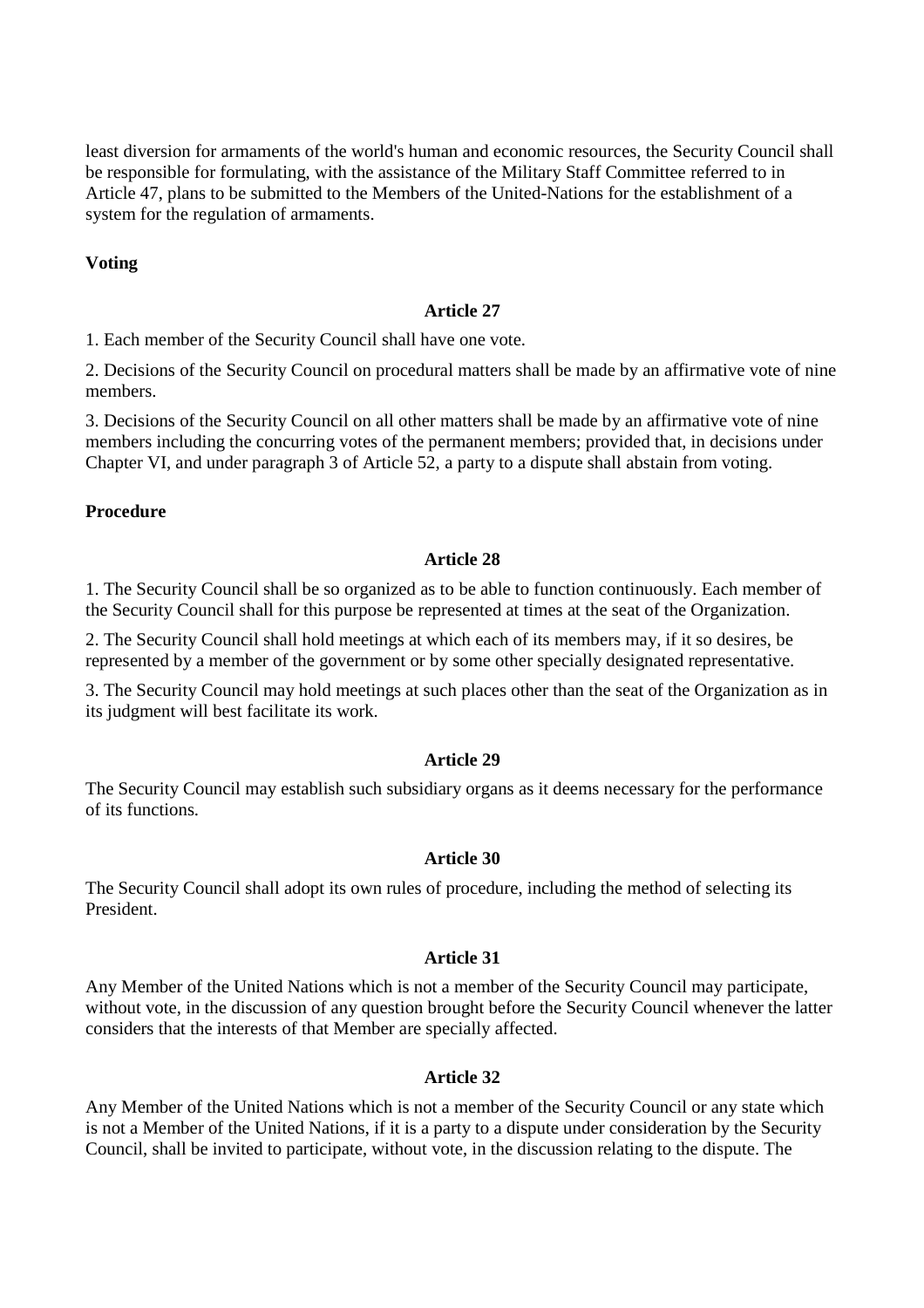least diversion for armaments of the world's human and economic resources, the Security Council shall be responsible for formulating, with the assistance of the Military Staff Committee referred to in Article 47, plans to be submitted to the Members of the United-Nations for the establishment of a system for the regulation of armaments.

**Voting**

**Article 27**

1. Each member of the Security Council shall have one vote.

2. Decisions of the Security Council on procedural matters shall be made by an affirmative vote of nine members.

3. Decisions of the Security Council on all other matters shall be made by an affirmative vote of nine members including the concurring votes of the permanent members; provided that, in decisions under Chapter VI, and under paragraph 3 of Article 52, a party to a dispute shall abstain from voting.

**Procedure**

**Article 28**

1. The Security Council shall be so organized as to be able to function continuously. Each member of the Security Council shall for this purpose be represented at times at the seat of the Organization.

2. The Security Council shall hold meetings at which each of its members may, if it so desires, be represented by a member of the government or by some other specially designated representative.

3. The Security Council may hold meetings at such places other than the seat of the Organization as in its judgment will best facilitate its work.

**Article 29**

The Security Council may establish such subsidiary organs as it deems necessary for the performance of its functions.

**Article 30**

The Security Council shall adopt its own rules of procedure, including the method of selecting its President.

**Article 31**

Any Member of the United Nations which is not a member of the Security Council may participate, without vote, in the discussion of any question brought before the Security Council whenever the latter considers that the interests of that Member are specially affected.

**Article 32**

Any Member of the United Nations which is not a member of the Security Council or any state which is not a Member of the United Nations, if it is a party to a dispute under consideration by the Security Council, shall be invited to participate, without vote, in the discussion relating to the dispute. The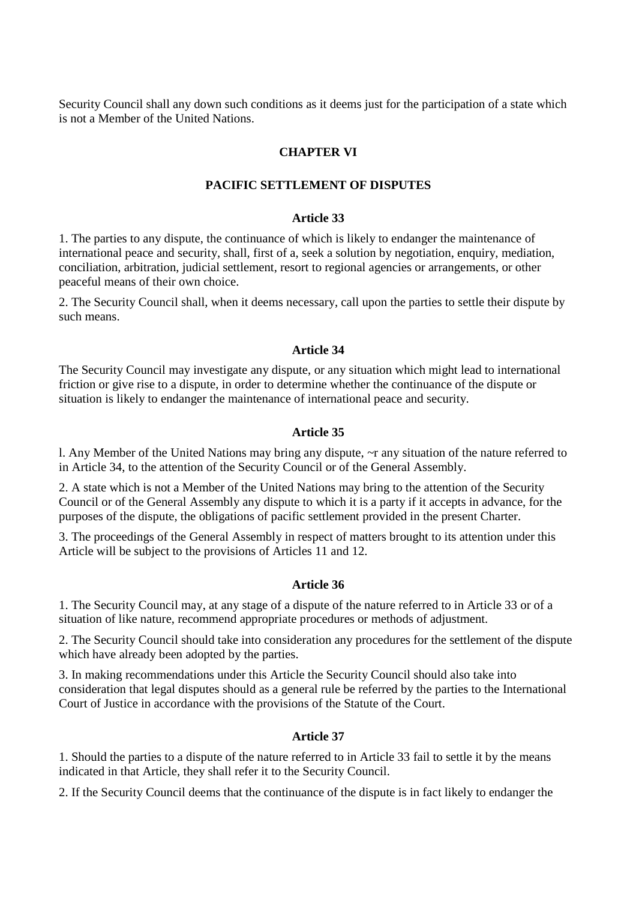Security Council shall any down such conditions as it deems just for the participation of a state which is not a Member of the United Nations.

## CHAPTER VI

## PACIFIC SETTLEMENT OF DISPUTES

### Article 33

1. The parties to any dispute, the continuance of which is likely to endanger the maintenance of international peace and security, shall, first of a, seek a solution by negotiation, enquiry, mediation, conciliation, arbitration, judicial settlement, resort to regional agencies or arrangements, or other peaceful means of their own choice.

2. The Security Council shall, when it deems necessary, call upon the parties to settle their dispute by such means.

### Article 34

The Security Council may investigate any dispute, or any situation which might lead to international friction or give rise to a dispute, in order to determine whether the continuance of the dispute or situation is likely to endanger the maintenance of international peace and security.

### Article 35

l. Any Member of the United Nations may bring any dispute, ~r any situation of the nature referred to in Article 34, to the attention of the Security Council or of the General Assembly.

2. A state which is not a Member of the United Nations may bring to the attention of the Security Council or of the General Assembly any dispute to which it is a party if it accepts in advance, for the purposes of the dispute, the obligations of pacific settlement provided in the present Charter.

3. The proceedings of the General Assembly in respect of matters brought to its attention under this Article will be subject to the provisions of Articles 11 and 12.

### Article 36

1. The Security Council may, at any stage of a dispute of the nature referred to in Article 33 or of a situation of like nature, recommend appropriate procedures or methods of adjustment.

2. The Security Council should take into consideration any procedures for the settlement of the dispute which have already been adopted by the parties.

3. In making recommendations under this Article the Security Council should also take into consideration that legal disputes should as a general rule be referred by the parties to the International Court of Justice in accordance with the provisions of the Statute of the Court.

### Article 37

1. Should the parties to a dispute of the nature referred to in Article 33 fail to settle it by the means indicated in that Article, they shall refer it to the Security Council.

2. If the Security Council deems that the continuance of the dispute is in fact likely to endanger the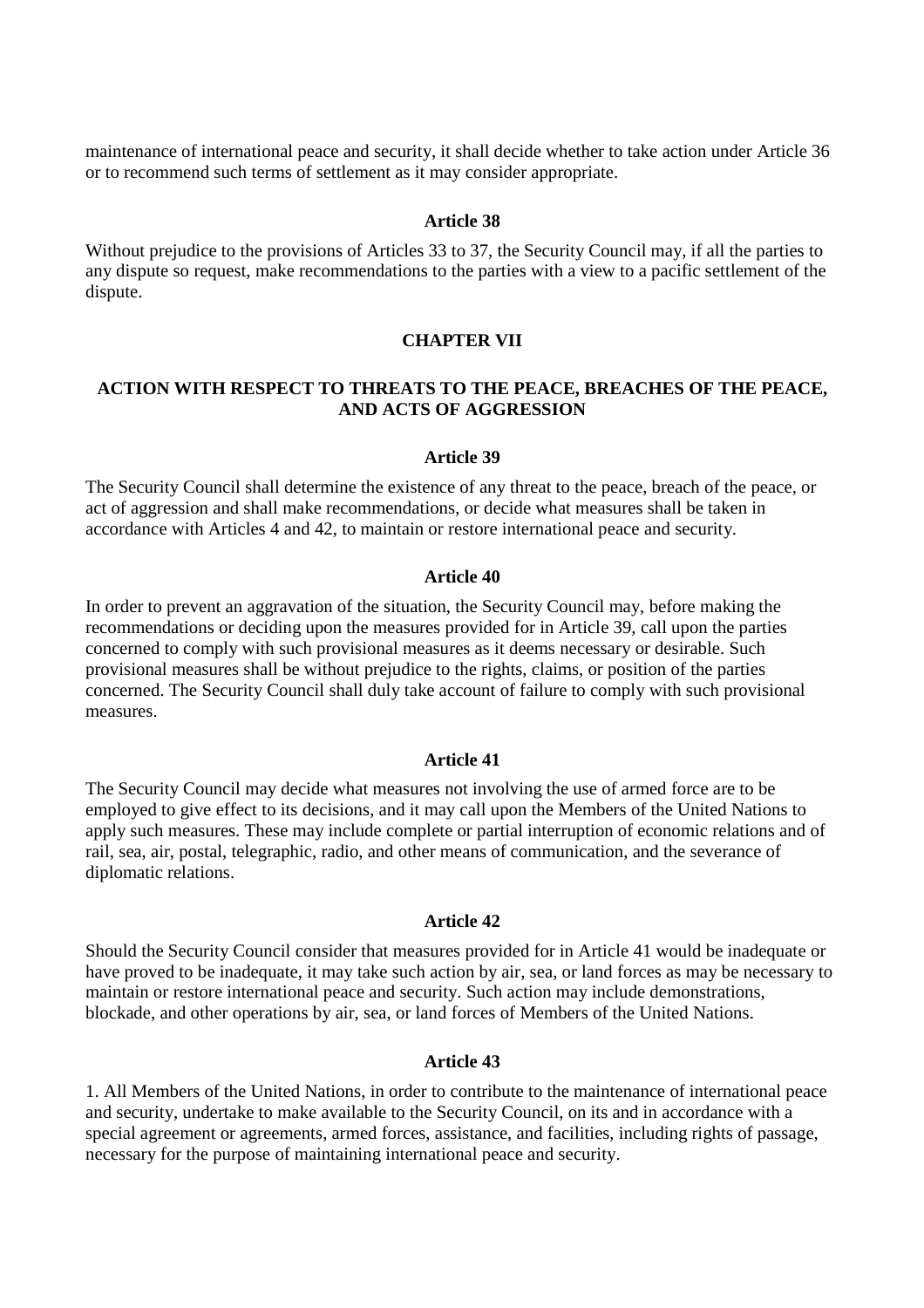maintenance of international peace and security, it shall decide whether to take action under Article 36 or to recommend such terms of settlement as it may consider appropriate.

### Article 38

Without prejudice to the provisions of Articles 33 to 37, the Security Council may, if all the parties to any dispute so request, make recommendations to the parties with a view to a pacific settlement of the dispute.

## CHAPTER VII

## ACTION WITH RESPECT TO THREATS TO THE PEACE, BREACHES OF THE PEACE, AND ACTS OF AGGRESSION

### Article 39

The Security Council shall determine the existence of any threat to the peace, breach of the peace, or act of aggression and shall make recommendations, or decide what measures shall be taken in accordance with Articles 4 and 42, to maintain or restore international peace and security.

### Article 40

In order to prevent an aggravation of the situation, the Security Council may, before making the recommendations or deciding upon the measures provided for in Article 39, call upon the parties concerned to comply with such provisional measures as it deems necessary or desirable. Such provisional measures shall be without prejudice to the rights, claims, or position of the parties concerned. The Security Council shall duly take account of failure to comply with such provisional measures.

### Article 41

The Security Council may decide what measures not involving the use of armed force are to be employed to give effect to its decisions, and it may call upon the Members of the United Nations to apply such measures. These may include complete or partial interruption of economic relations and of rail, sea, air, postal, telegraphic, radio, and other means of communication, and the severance of diplomatic relations.

### Article 42

Should the Security Council consider that measures provided for in Article 41 would be inadequate or have proved to be inadequate, it may take such action by air, sea, or land forces as may be necessary to maintain or restore international peace and security. Such action may include demonstrations, blockade, and other operations by air, sea, or land forces of Members of the United Nations.

### Article 43

1. All Members of the United Nations, in order to contribute to the maintenance of international peace and security, undertake to make available to the Security Council, on its and in accordance with a special agreement or agreements, armed forces, assistance, and facilities, including rights of passage, necessary for the purpose of maintaining international peace and security.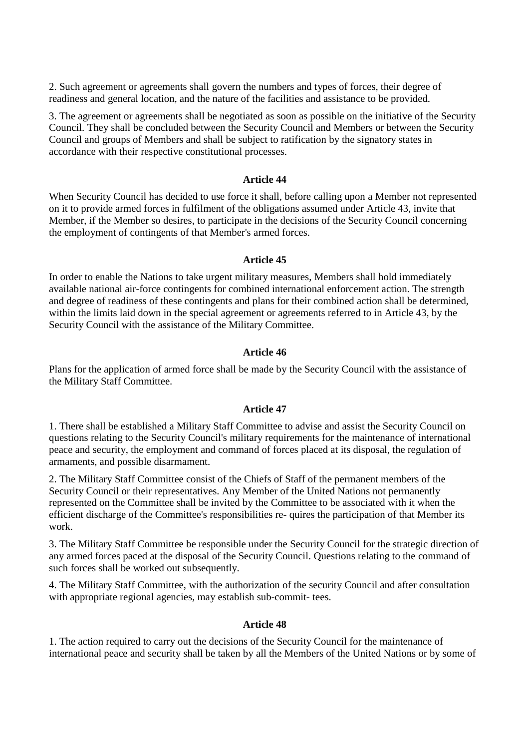2. Such agreement or agreements shall govern the numbers and types of forces, their degree of readiness and general location, and the nature of the facilities and assistance to be provided.

3. The agreement or agreements shall be negotiated as soon as possible on the initiative of the Security Council. They shall be concluded between the Security Council and Members or between the Security Council and groups of Members and shall be subject to ratification by the signatory states in accordance with their respective constitutional processes.

**Article 44**

When Security Council has decided to use force it shall, before calling upon a Member not represented on it to provide armed forces in fulfilment of the obligations assumed under Article 43, invite that Member, if the Member so desires, to participate in the decisions of the Security Council concerning the employment of contingents of that Member's armed forces.

**Article 45**

In order to enable the Nations to take urgent military measures, Members shall hold immediately available national air-force contingents for combined international enforcement action. The strength and degree of readiness of these contingents and plans for their combined action shall be determined, within the limits laid down in the special agreement or agreements referred to in Article 43, by the Security Council with the assistance of the Military Committee.

**Article 46**

Plans for the application of armed force shall be made by the Security Council with the assistance of the Military Staff Committee.

**Article 47**

1. There shall be established a Military Staff Committee to advise and assist the Security Council on questions relating to the Security Council's military requirements for the maintenance of international peace and security, the employment and command of forces placed at its disposal, the regulation of armaments, and possible disarmament.

2. The Military Staff Committee consist of the Chiefs of Staff of the permanent members of the Security Council or their representatives. Any Member of the United Nations not permanently represented on the Committee shall be invited by the Committee to be associated with it when the efficient discharge of the Committee's responsibilities re- quires the participation of that Member its work.

3. The Military Staff Committee be responsible under the Security Council for the strategic direction of any armed forces paced at the disposal of the Security Council. Questions relating to the command of such forces shall be worked out subsequently.

4. The Military Staff Committee, with the authorization of the security Council and after consultation with appropriate regional agencies, may establish sub-commit- tees.

**Article 48**

1. The action required to carry out the decisions of the Security Council for the maintenance of international peace and security shall be taken by all the Members of the United Nations or by some of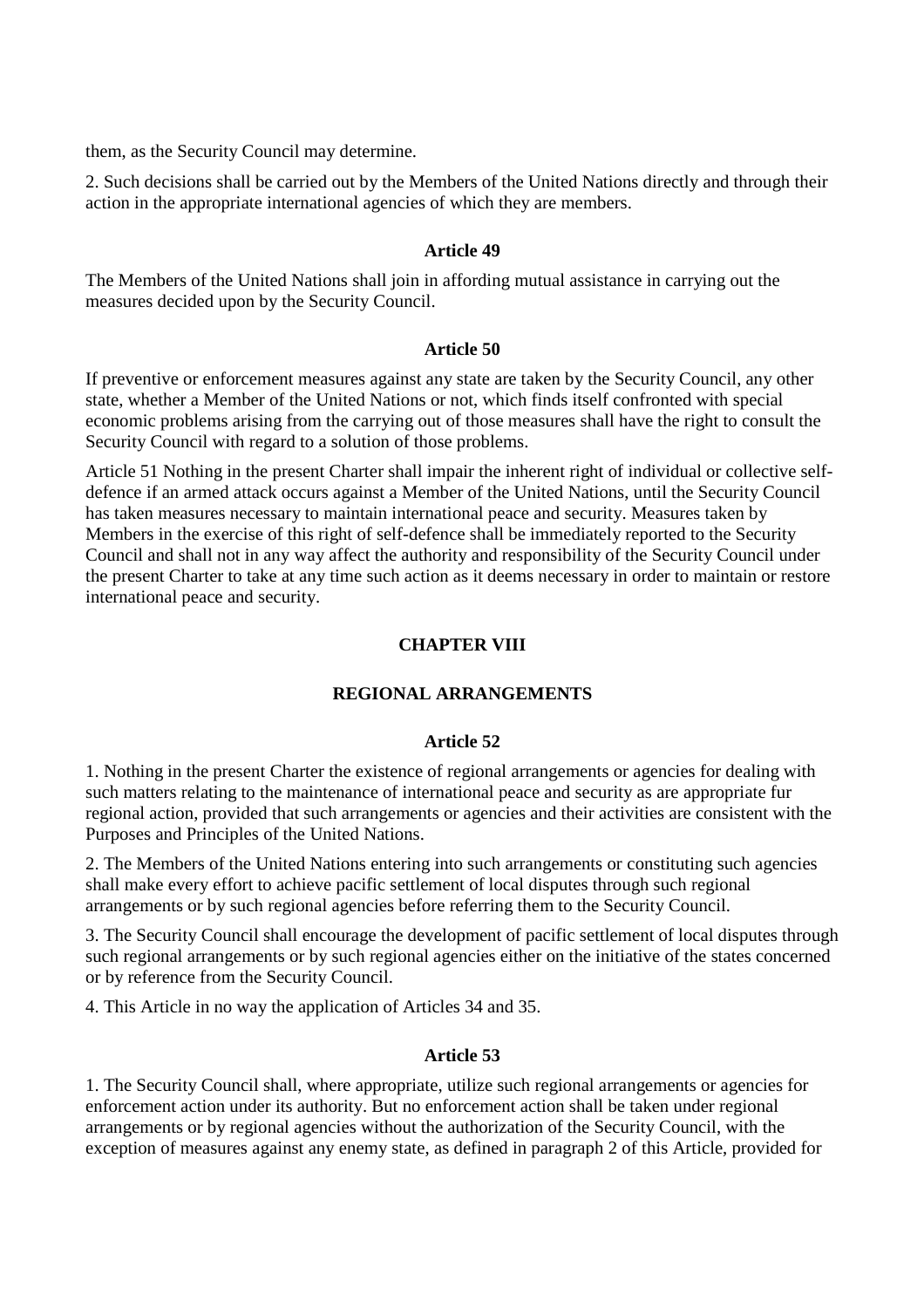them, as the Security Council may determine.

2. Such decisions shall be carried out by the Members of the United Nations directly and through their action in the appropriate international agencies of which they are members.

### Article 49

The Members of the United Nations shall join in affording mutual assistance in carrying out the measures decided upon by the Security Council.

### Article 50

If preventive or enforcement measures against any state are taken by the Security Council, any other state, whether a Member of the United Nations or not, which finds itself confronted with special economic problems arising from the carrying out of those measures shall have the right to consult the Security Council with regard to a solution of those problems.

Article 51 Nothing in the present Charter shall impair the inherent right of individual or collective self-defence if an armed attack occurs against a Member of the United Nations, until the Security Council has taken measures necessary to maintain international peace and security. Measures taken by Members in the exercise of this right of self-defence shall be immediately reported to the Security Council and shall not in any way affect the authority and responsibility of the Security Council under the present Charter to take at any time such action as it deems necessary in order to maintain or restore international peace and security.

## CHAPTER VIII

## REGIONAL ARRANGEMENTS

### Article 52

1. Nothing in the present Charter the existence of regional arrangements or agencies for dealing with such matters relating to the maintenance of international peace and security as are appropriate fur regional action, provided that such arrangements or agencies and their activities are consistent with the Purposes and Principles of the United Nations.

2. The Members of the United Nations entering into such arrangements or constituting such agencies shall make every effort to achieve pacific settlement of local disputes through such regional arrangements or by such regional agencies before referring them to the Security Council.

3. The Security Council shall encourage the development of pacific settlement of local disputes through such regional arrangements or by such regional agencies either on the initiative of the states concerned or by reference from the Security Council.

4. This Article in no way the application of Articles 34 and 35.

### Article 53

1. The Security Council shall, where appropriate, utilize such regional arrangements or agencies for enforcement action under its authority. But no enforcement action shall be taken under regional arrangements or by regional agencies without the authorization of the Security Council, with the exception of measures against any enemy state, as defined in paragraph 2 of this Article, provided for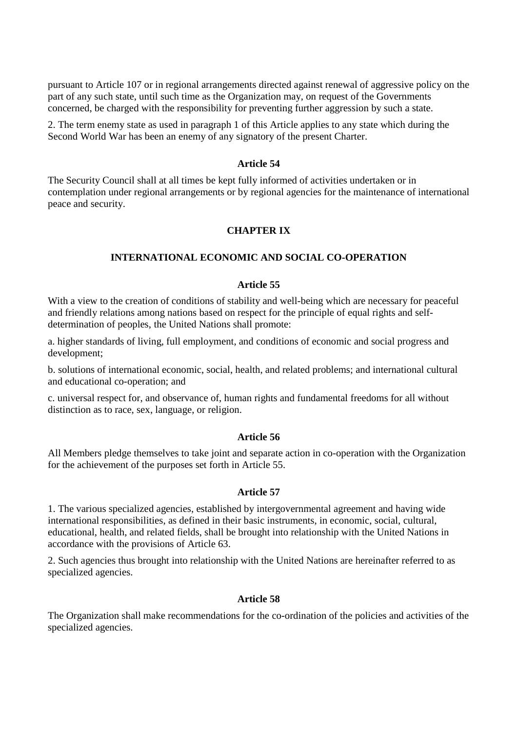pursuant to Article 107 or in regional arrangements directed against renewal of aggressive policy on the part of any such state, until such time as the Organization may, on request of the Governments concerned, be charged with the responsibility for preventing further aggression by such a state.

2. The term enemy state as used in paragraph 1 of this Article applies to any state which during the Second World War has been an enemy of any signatory of the present Charter.

### Article 54

The Security Council shall at all times be kept fully informed of activities undertaken or in contemplation under regional arrangements or by regional agencies for the maintenance of international peace and security.

## CHAPTER IX

## INTERNATIONAL ECONOMIC AND SOCIAL CO-OPERATION

### Article 55

With a view to the creation of conditions of stability and well-being which are necessary for peaceful and friendly relations among nations based on respect for the principle of equal rights and self-determination of peoples, the United Nations shall promote:

a. higher standards of living, full employment, and conditions of economic and social progress and development;

b. solutions of international economic, social, health, and related problems; and international cultural and educational co-operation; and

c. universal respect for, and observance of, human rights and fundamental freedoms for all without distinction as to race, sex, language, or religion.

### Article 56

All Members pledge themselves to take joint and separate action in co-operation with the Organization for the achievement of the purposes set forth in Article 55.

### Article 57

1. The various specialized agencies, established by intergovernmental agreement and having wide international responsibilities, as defined in their basic instruments, in economic, social, cultural, educational, health, and related fields, shall be brought into relationship with the United Nations in accordance with the provisions of Article 63.

2. Such agencies thus brought into relationship with the United Nations are hereinafter referred to as specialized agencies.

### Article 58

The Organization shall make recommendations for the co-ordination of the policies and activities of the specialized agencies.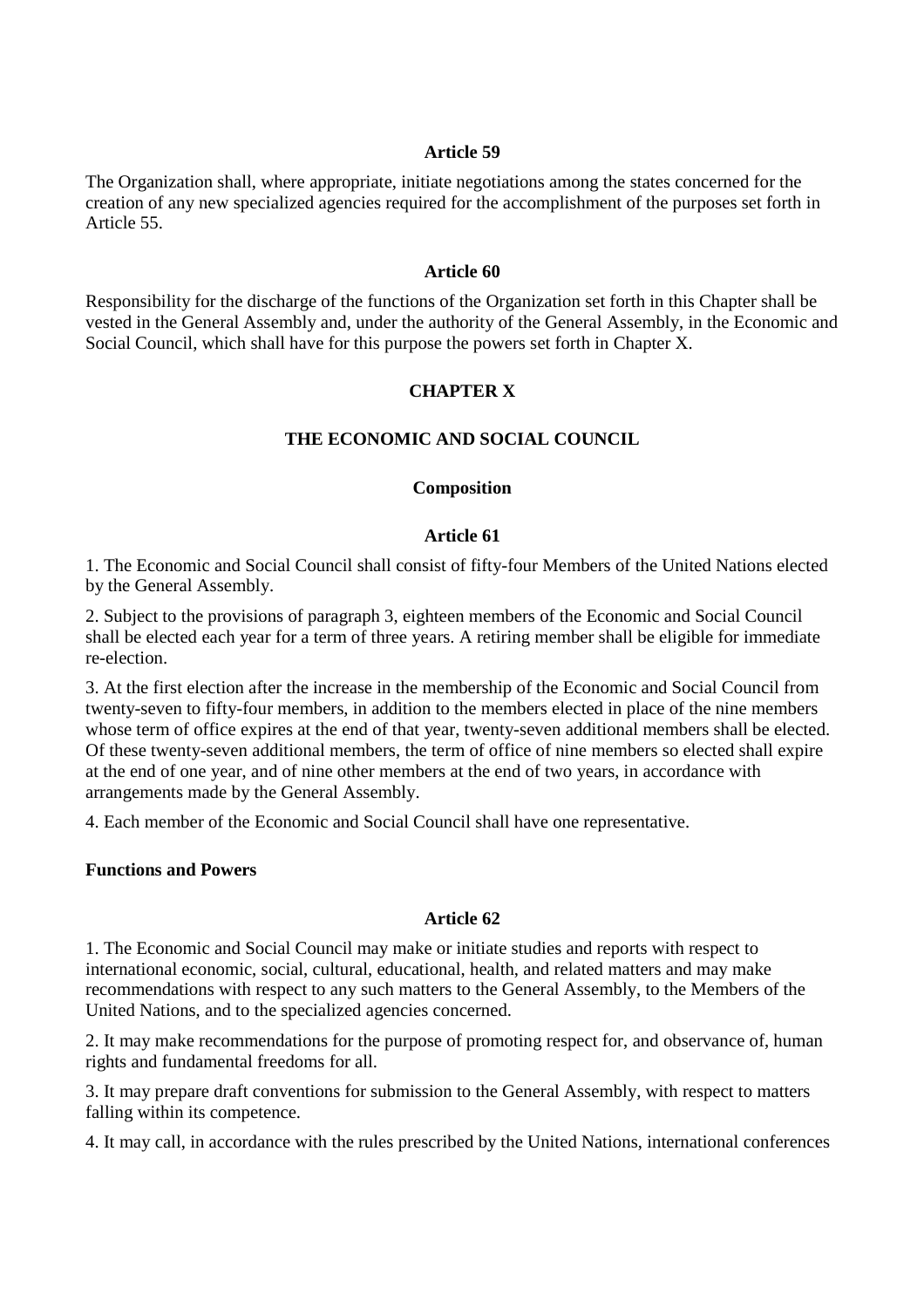**Article 59**

The Organization shall, where appropriate, initiate negotiations among the states concerned for the creation of any new specialized agencies required for the accomplishment of the purposes set forth in Article 55.

**Article 60**

Responsibility for the discharge of the functions of the Organization set forth in this Chapter shall be vested in the General Assembly and, under the authority of the General Assembly, in the Economic and Social Council, which shall have for this purpose the powers set forth in Chapter X.

## CHAPTER X

## THE ECONOMIC AND SOCIAL COUNCIL

### Composition

**Article 61**

1. The Economic and Social Council shall consist of fifty-four Members of the United Nations elected by the General Assembly.

2. Subject to the provisions of paragraph 3, eighteen members of the Economic and Social Council shall be elected each year for a term of three years. A retiring member shall be eligible for immediate re-election.

3. At the first election after the increase in the membership of the Economic and Social Council from twenty-seven to fifty-four members, in addition to the members elected in place of the nine members whose term of office expires at the end of that year, twenty-seven additional members shall be elected. Of these twenty-seven additional members, the term of office of nine members so elected shall expire at the end of one year, and of nine other members at the end of two years, in accordance with arrangements made by the General Assembly.

4. Each member of the Economic and Social Council shall have one representative.

### Functions and Powers

**Article 62**

1. The Economic and Social Council may make or initiate studies and reports with respect to international economic, social, cultural, educational, health, and related matters and may make recommendations with respect to any such matters to the General Assembly, to the Members of the United Nations, and to the specialized agencies concerned.

2. It may make recommendations for the purpose of promoting respect for, and observance of, human rights and fundamental freedoms for all.

3. It may prepare draft conventions for submission to the General Assembly, with respect to matters falling within its competence.

4. It may call, in accordance with the rules prescribed by the United Nations, international conferences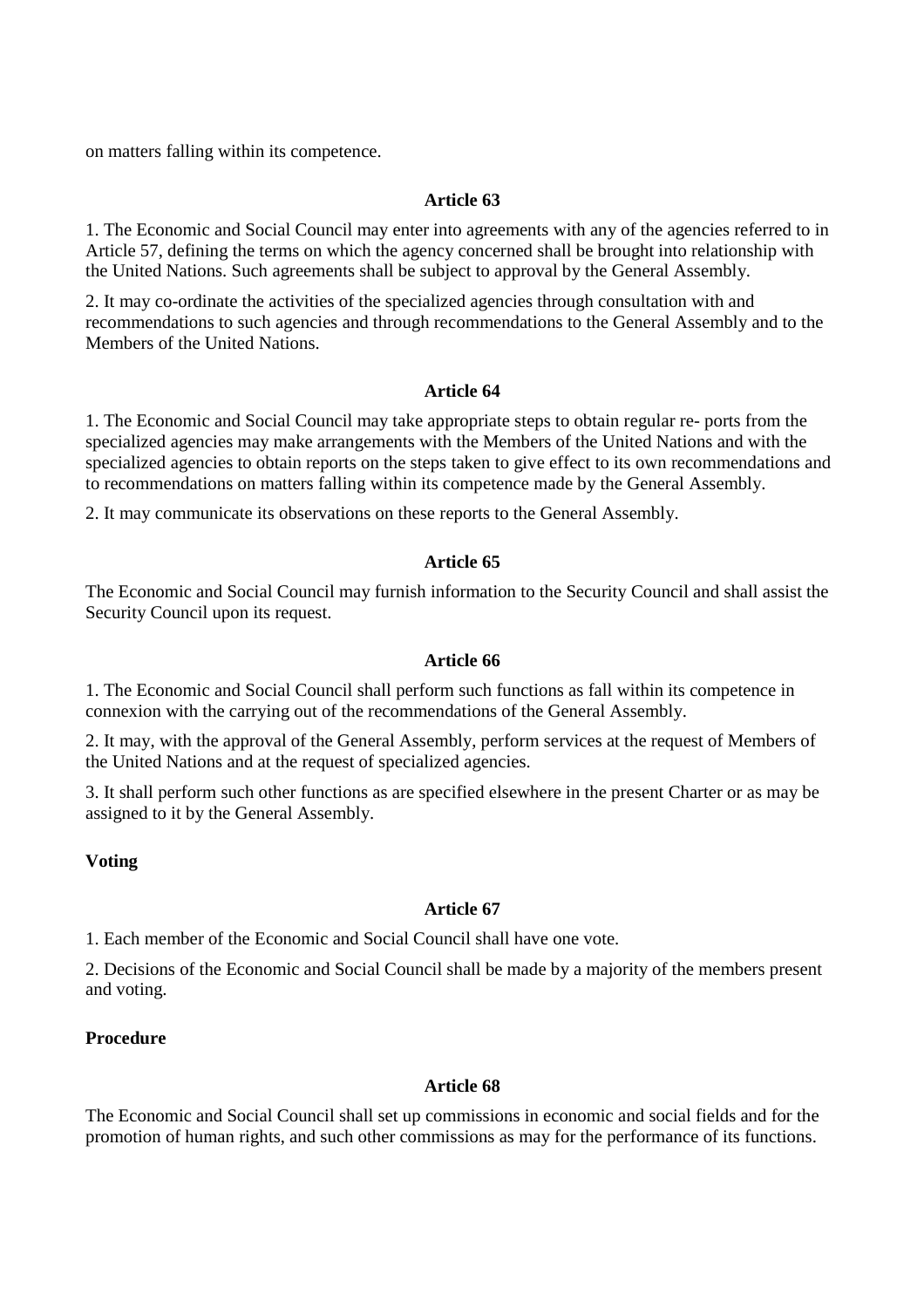on matters falling within its competence.

### Article 63

1. The Economic and Social Council may enter into agreements with any of the agencies referred to in Article 57, defining the terms on which the agency concerned shall be brought into relationship with the United Nations. Such agreements shall be subject to approval by the General Assembly.

2. It may co-ordinate the activities of the specialized agencies through consultation with and recommendations to such agencies and through recommendations to the General Assembly and to the Members of the United Nations.

### Article 64

1. The Economic and Social Council may take appropriate steps to obtain regular re- ports from the specialized agencies may make arrangements with the Members of the United Nations and with the specialized agencies to obtain reports on the steps taken to give effect to its own recommendations and to recommendations on matters falling within its competence made by the General Assembly.

2. It may communicate its observations on these reports to the General Assembly.

### Article 65

The Economic and Social Council may furnish information to the Security Council and shall assist the Security Council upon its request.

### Article 66

1. The Economic and Social Council shall perform such functions as fall within its competence in connexion with the carrying out of the recommendations of the General Assembly.

2. It may, with the approval of the General Assembly, perform services at the request of Members of the United Nations and at the request of specialized agencies.

3. It shall perform such other functions as are specified elsewhere in the present Charter or as may be assigned to it by the General Assembly.

**Voting**

### Article 67

1. Each member of the Economic and Social Council shall have one vote.

2. Decisions of the Economic and Social Council shall be made by a majority of the members present and voting.

**Procedure**

### Article 68

The Economic and Social Council shall set up commissions in economic and social fields and for the promotion of human rights, and such other commissions as may for the performance of its functions.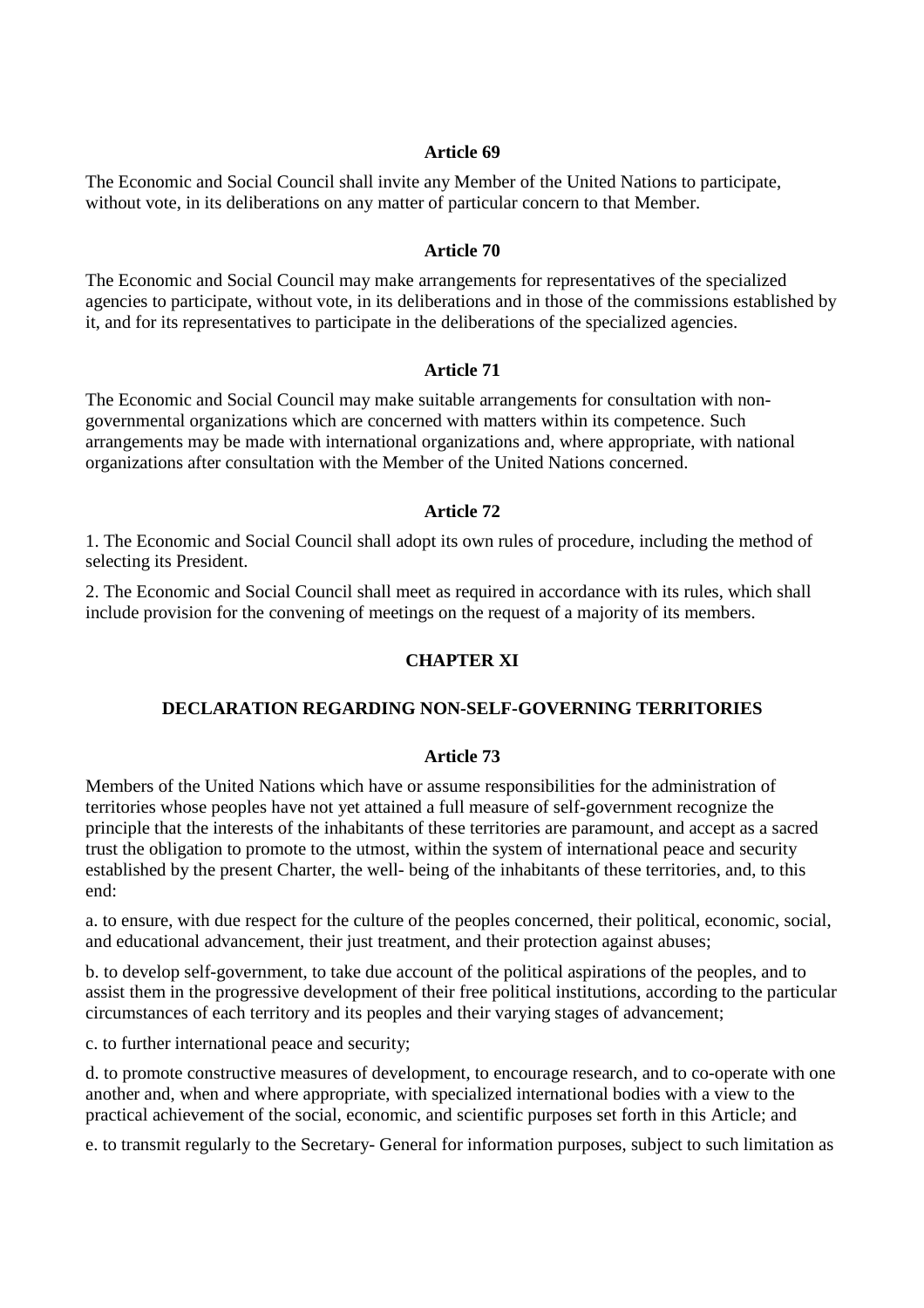### Article 69

The Economic and Social Council shall invite any Member of the United Nations to participate, without vote, in its deliberations on any matter of particular concern to that Member.

### Article 70

The Economic and Social Council may make arrangements for representatives of the specialized agencies to participate, without vote, in its deliberations and in those of the commissions established by it, and for its representatives to participate in the deliberations of the specialized agencies.

### Article 71

The Economic and Social Council may make suitable arrangements for consultation with non-governmental organizations which are concerned with matters within its competence. Such arrangements may be made with international organizations and, where appropriate, with national organizations after consultation with the Member of the United Nations concerned.

### Article 72

1. The Economic and Social Council shall adopt its own rules of procedure, including the method of selecting its President.

2. The Economic and Social Council shall meet as required in accordance with its rules, which shall include provision for the convening of meetings on the request of a majority of its members.

## CHAPTER XI

## DECLARATION REGARDING NON-SELF-GOVERNING TERRITORIES

### Article 73

Members of the United Nations which have or assume responsibilities for the administration of territories whose peoples have not yet attained a full measure of self-government recognize the principle that the interests of the inhabitants of these territories are paramount, and accept as a sacred trust the obligation to promote to the utmost, within the system of international peace and security established by the present Charter, the well- being of the inhabitants of these territories, and, to this end:

a. to ensure, with due respect for the culture of the peoples concerned, their political, economic, social, and educational advancement, their just treatment, and their protection against abuses;

b. to develop self-government, to take due account of the political aspirations of the peoples, and to assist them in the progressive development of their free political institutions, according to the particular circumstances of each territory and its peoples and their varying stages of advancement;

c. to further international peace and security;

d. to promote constructive measures of development, to encourage research, and to co-operate with one another and, when and where appropriate, with specialized international bodies with a view to the practical achievement of the social, economic, and scientific purposes set forth in this Article; and

e. to transmit regularly to the Secretary- General for information purposes, subject to such limitation as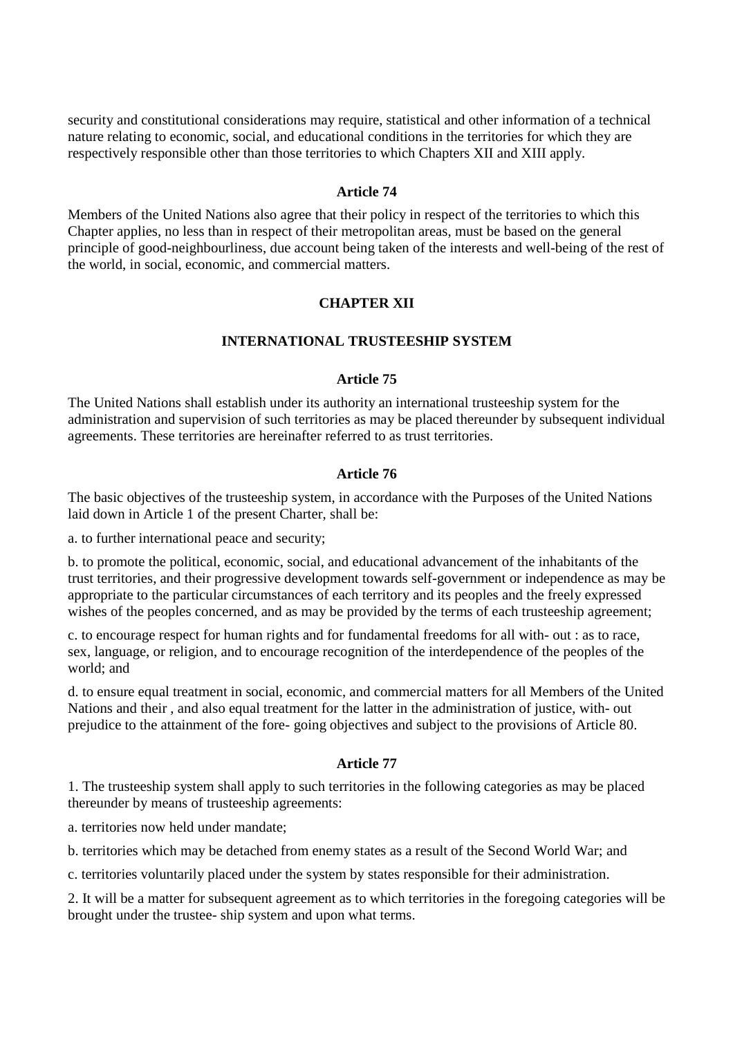security and constitutional considerations may require, statistical and other information of a technical nature relating to economic, social, and educational conditions in the territories for which they are respectively responsible other than those territories to which Chapters XII and XIII apply.

### Article 74

Members of the United Nations also agree that their policy in respect of the territories to which this Chapter applies, no less than in respect of their metropolitan areas, must be based on the general principle of good-neighbourliness, due account being taken of the interests and well-being of the rest of the world, in social, economic, and commercial matters.

## CHAPTER XII

## INTERNATIONAL TRUSTEESHIP SYSTEM

### Article 75

The United Nations shall establish under its authority an international trusteeship system for the administration and supervision of such territories as may be placed thereunder by subsequent individual agreements. These territories are hereinafter referred to as trust territories.

### Article 76

The basic objectives of the trusteeship system, in accordance with the Purposes of the United Nations laid down in Article 1 of the present Charter, shall be:

a. to further international peace and security;

b. to promote the political, economic, social, and educational advancement of the inhabitants of the trust territories, and their progressive development towards self-government or independence as may be appropriate to the particular circumstances of each territory and its peoples and the freely expressed wishes of the peoples concerned, and as may be provided by the terms of each trusteeship agreement;

c. to encourage respect for human rights and for fundamental freedoms for all with- out : as to race, sex, language, or religion, and to encourage recognition of the interdependence of the peoples of the world; and

d. to ensure equal treatment in social, economic, and commercial matters for all Members of the United Nations and their , and also equal treatment for the latter in the administration of justice, with- out prejudice to the attainment of the fore- going objectives and subject to the provisions of Article 80.

### Article 77

1. The trusteeship system shall apply to such territories in the following categories as may be placed thereunder by means of trusteeship agreements:

a. territories now held under mandate;

b. territories which may be detached from enemy states as a result of the Second World War; and

c. territories voluntarily placed under the system by states responsible for their administration.

2. It will be a matter for subsequent agreement as to which territories in the foregoing categories will be brought under the trustee- ship system and upon what terms.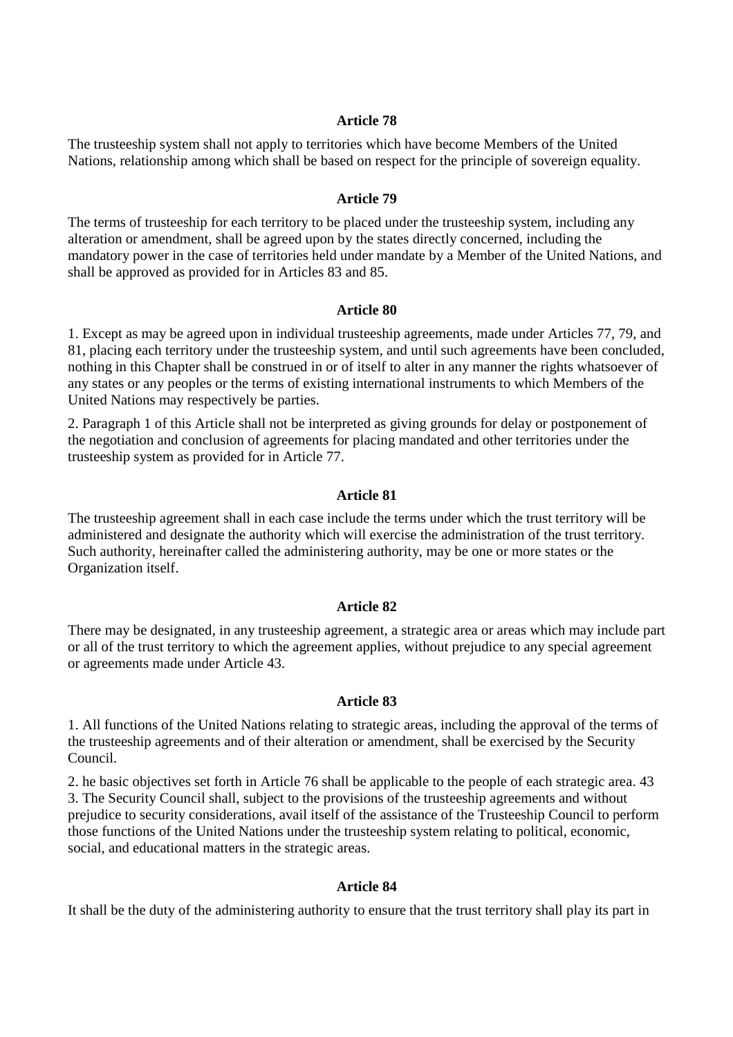### Article 78

The trusteeship system shall not apply to territories which have become Members of the United Nations, relationship among which shall be based on respect for the principle of sovereign equality.

### Article 79

The terms of trusteeship for each territory to be placed under the trusteeship system, including any alteration or amendment, shall be agreed upon by the states directly concerned, including the mandatory power in the case of territories held under mandate by a Member of the United Nations, and shall be approved as provided for in Articles 83 and 85.

### Article 80

1. Except as may be agreed upon in individual trusteeship agreements, made under Articles 77, 79, and 81, placing each territory under the trusteeship system, and until such agreements have been concluded, nothing in this Chapter shall be construed in or of itself to alter in any manner the rights whatsoever of any states or any peoples or the terms of existing international instruments to which Members of the United Nations may respectively be parties.

2. Paragraph 1 of this Article shall not be interpreted as giving grounds for delay or postponement of the negotiation and conclusion of agreements for placing mandated and other territories under the trusteeship system as provided for in Article 77.

### Article 81

The trusteeship agreement shall in each case include the terms under which the trust territory will be administered and designate the authority which will exercise the administration of the trust territory. Such authority, hereinafter called the administering authority, may be one or more states or the Organization itself.

### Article 82

There may be designated, in any trusteeship agreement, a strategic area or areas which may include part or all of the trust territory to which the agreement applies, without prejudice to any special agreement or agreements made under Article 43.

### Article 83

1. All functions of the United Nations relating to strategic areas, including the approval of the terms of the trusteeship agreements and of their alteration or amendment, shall be exercised by the Security Council.

2. he basic objectives set forth in Article 76 shall be applicable to the people of each strategic area. 43
3. The Security Council shall, subject to the provisions of the trusteeship agreements and without prejudice to security considerations, avail itself of the assistance of the Trusteeship Council to perform those functions of the United Nations under the trusteeship system relating to political, economic, social, and educational matters in the strategic areas.

### Article 84

It shall be the duty of the administering authority to ensure that the trust territory shall play its part in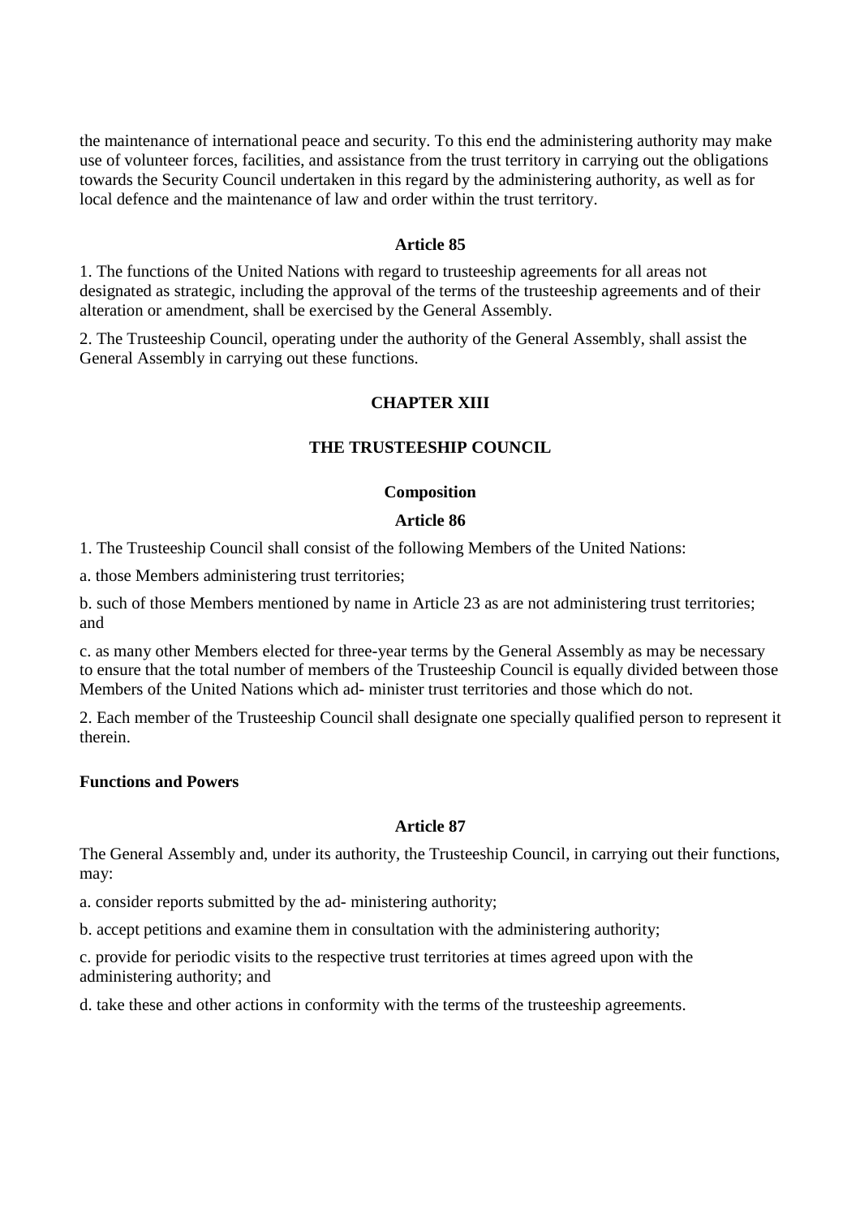the maintenance of international peace and security. To this end the administering authority may make use of volunteer forces, facilities, and assistance from the trust territory in carrying out the obligations towards the Security Council undertaken in this regard by the administering authority, as well as for local defence and the maintenance of law and order within the trust territory.

### Article 85

1. The functions of the United Nations with regard to trusteeship agreements for all areas not designated as strategic, including the approval of the terms of the trusteeship agreements and of their alteration or amendment, shall be exercised by the General Assembly.

2. The Trusteeship Council, operating under the authority of the General Assembly, shall assist the General Assembly in carrying out these functions.

## CHAPTER XIII

## THE TRUSTEESHIP COUNCIL

### Composition

### Article 86

1. The Trusteeship Council shall consist of the following Members of the United Nations:

a. those Members administering trust territories;

b. such of those Members mentioned by name in Article 23 as are not administering trust territories; and

c. as many other Members elected for three-year terms by the General Assembly as may be necessary to ensure that the total number of members of the Trusteeship Council is equally divided between those Members of the United Nations which ad- minister trust territories and those which do not.

2. Each member of the Trusteeship Council shall designate one specially qualified person to represent it therein.

### Functions and Powers

### Article 87

The General Assembly and, under its authority, the Trusteeship Council, in carrying out their functions, may:

a. consider reports submitted by the ad- ministering authority;

b. accept petitions and examine them in consultation with the administering authority;

c. provide for periodic visits to the respective trust territories at times agreed upon with the administering authority; and

d. take these and other actions in conformity with the terms of the trusteeship agreements.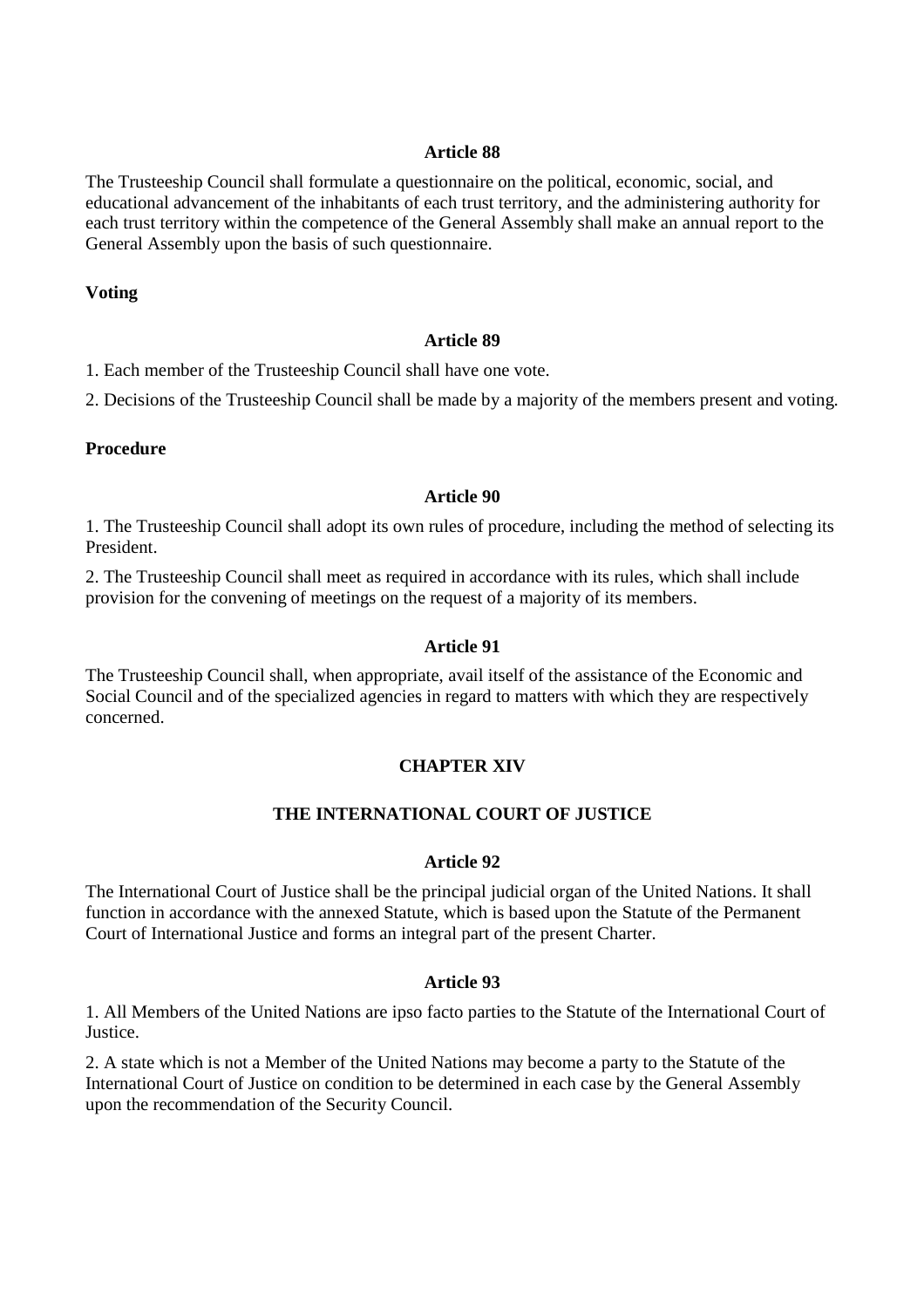### Article 88

The Trusteeship Council shall formulate a questionnaire on the political, economic, social, and educational advancement of the inhabitants of each trust territory, and the administering authority for each trust territory within the competence of the General Assembly shall make an annual report to the General Assembly upon the basis of such questionnaire.

**Voting**

### Article 89

1. Each member of the Trusteeship Council shall have one vote.

2. Decisions of the Trusteeship Council shall be made by a majority of the members present and voting.

**Procedure**

### Article 90

1. The Trusteeship Council shall adopt its own rules of procedure, including the method of selecting its President.

2. The Trusteeship Council shall meet as required in accordance with its rules, which shall include provision for the convening of meetings on the request of a majority of its members.

### Article 91

The Trusteeship Council shall, when appropriate, avail itself of the assistance of the Economic and Social Council and of the specialized agencies in regard to matters with which they are respectively concerned.

## CHAPTER XIV

## THE INTERNATIONAL COURT OF JUSTICE

### Article 92

The International Court of Justice shall be the principal judicial organ of the United Nations. It shall function in accordance with the annexed Statute, which is based upon the Statute of the Permanent Court of International Justice and forms an integral part of the present Charter.

### Article 93

1. All Members of the United Nations are ipso facto parties to the Statute of the International Court of Justice.

2. A state which is not a Member of the United Nations may become a party to the Statute of the International Court of Justice on condition to be determined in each case by the General Assembly upon the recommendation of the Security Council.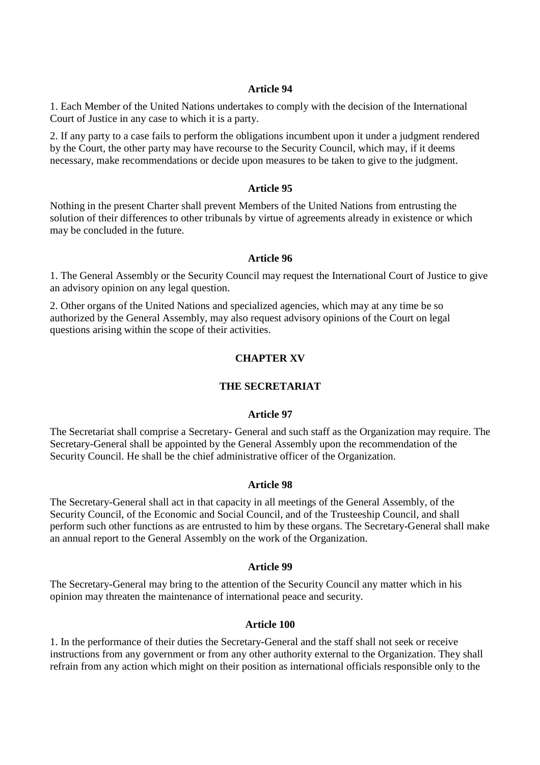### Article 94

1. Each Member of the United Nations undertakes to comply with the decision of the International Court of Justice in any case to which it is a party.

2. If any party to a case fails to perform the obligations incumbent upon it under a judgment rendered by the Court, the other party may have recourse to the Security Council, which may, if it deems necessary, make recommendations or decide upon measures to be taken to give to the judgment.

### Article 95

Nothing in the present Charter shall prevent Members of the United Nations from entrusting the solution of their differences to other tribunals by virtue of agreements already in existence or which may be concluded in the future.

### Article 96

1. The General Assembly or the Security Council may request the International Court of Justice to give an advisory opinion on any legal question.

2. Other organs of the United Nations and specialized agencies, which may at any time be so authorized by the General Assembly, may also request advisory opinions of the Court on legal questions arising within the scope of their activities.

## CHAPTER XV

## THE SECRETARIAT

### Article 97

The Secretariat shall comprise a Secretary- General and such staff as the Organization may require. The Secretary-General shall be appointed by the General Assembly upon the recommendation of the Security Council. He shall be the chief administrative officer of the Organization.

### Article 98

The Secretary-General shall act in that capacity in all meetings of the General Assembly, of the Security Council, of the Economic and Social Council, and of the Trusteeship Council, and shall perform such other functions as are entrusted to him by these organs. The Secretary-General shall make an annual report to the General Assembly on the work of the Organization.

### Article 99

The Secretary-General may bring to the attention of the Security Council any matter which in his opinion may threaten the maintenance of international peace and security.

### Article 100

1. In the performance of their duties the Secretary-General and the staff shall not seek or receive instructions from any government or from any other authority external to the Organization. They shall refrain from any action which might on their position as international officials responsible only to the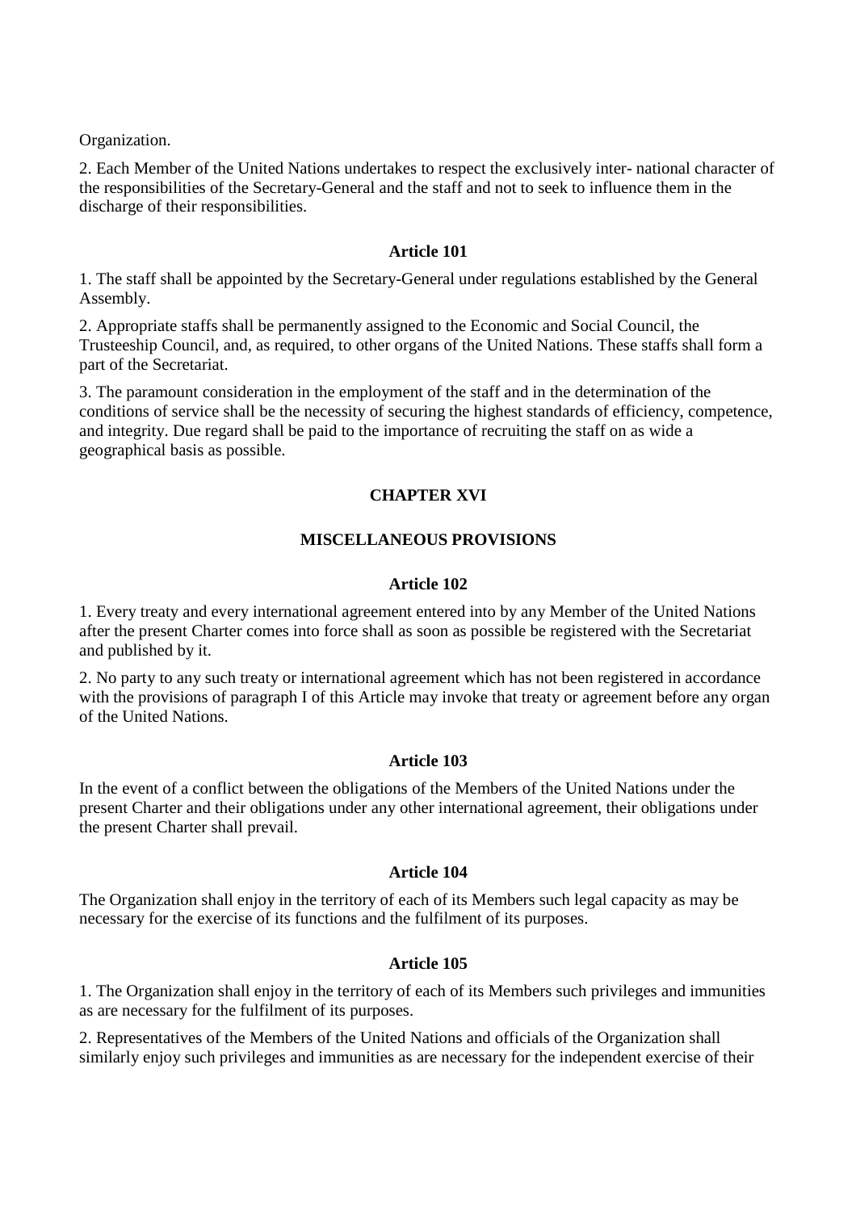Organization.

2. Each Member of the United Nations undertakes to respect the exclusively inter- national character of the responsibilities of the Secretary-General and the staff and not to seek to influence them in the discharge of their responsibilities.

### Article 101

1. The staff shall be appointed by the Secretary-General under regulations established by the General Assembly.

2. Appropriate staffs shall be permanently assigned to the Economic and Social Council, the Trusteeship Council, and, as required, to other organs of the United Nations. These staffs shall form a part of the Secretariat.

3. The paramount consideration in the employment of the staff and in the determination of the conditions of service shall be the necessity of securing the highest standards of efficiency, competence, and integrity. Due regard shall be paid to the importance of recruiting the staff on as wide a geographical basis as possible.

## CHAPTER XVI

## MISCELLANEOUS PROVISIONS

### Article 102

1. Every treaty and every international agreement entered into by any Member of the United Nations after the present Charter comes into force shall as soon as possible be registered with the Secretariat and published by it.

2. No party to any such treaty or international agreement which has not been registered in accordance with the provisions of paragraph I of this Article may invoke that treaty or agreement before any organ of the United Nations.

### Article 103

In the event of a conflict between the obligations of the Members of the United Nations under the present Charter and their obligations under any other international agreement, their obligations under the present Charter shall prevail.

### Article 104

The Organization shall enjoy in the territory of each of its Members such legal capacity as may be necessary for the exercise of its functions and the fulfilment of its purposes.

### Article 105

1. The Organization shall enjoy in the territory of each of its Members such privileges and immunities as are necessary for the fulfilment of its purposes.

2. Representatives of the Members of the United Nations and officials of the Organization shall similarly enjoy such privileges and immunities as are necessary for the independent exercise of their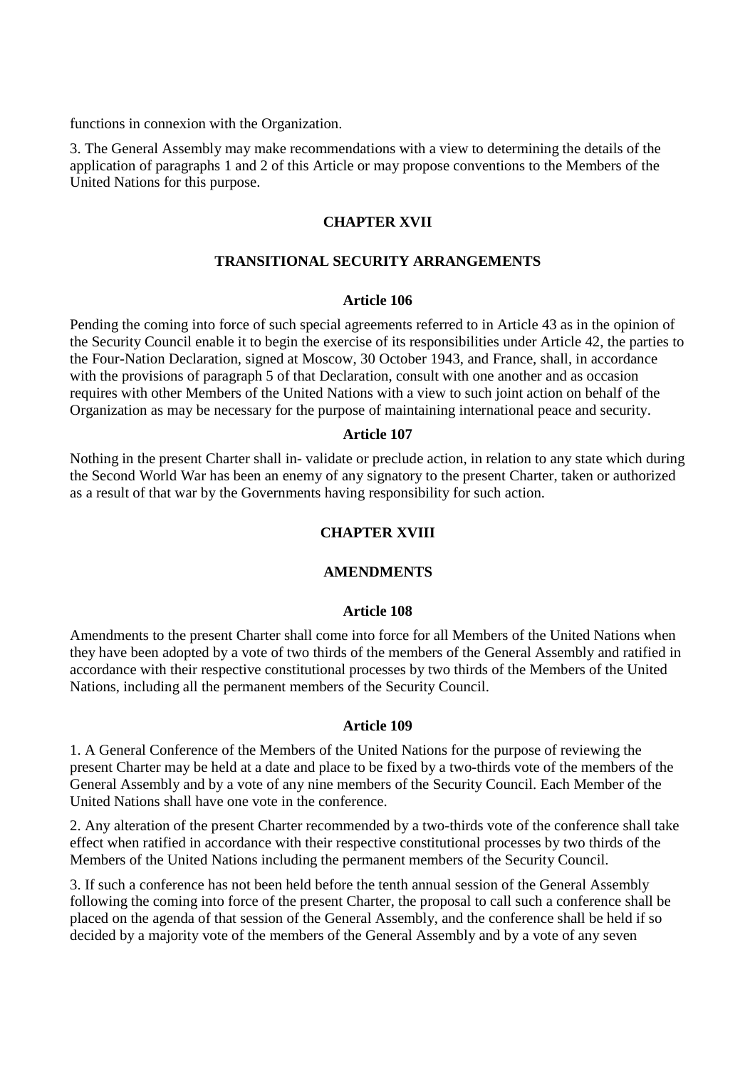functions in connexion with the Organization.

3. The General Assembly may make recommendations with a view to determining the details of the application of paragraphs 1 and 2 of this Article or may propose conventions to the Members of the United Nations for this purpose.

## CHAPTER XVII

## TRANSITIONAL SECURITY ARRANGEMENTS

### Article 106

Pending the coming into force of such special agreements referred to in Article 43 as in the opinion of the Security Council enable it to begin the exercise of its responsibilities under Article 42, the parties to the Four-Nation Declaration, signed at Moscow, 30 October 1943, and France, shall, in accordance with the provisions of paragraph 5 of that Declaration, consult with one another and as occasion requires with other Members of the United Nations with a view to such joint action on behalf of the Organization as may be necessary for the purpose of maintaining international peace and security.

### Article 107

Nothing in the present Charter shall in- validate or preclude action, in relation to any state which during the Second World War has been an enemy of any signatory to the present Charter, taken or authorized as a result of that war by the Governments having responsibility for such action.

## CHAPTER XVIII

## AMENDMENTS

### Article 108

Amendments to the present Charter shall come into force for all Members of the United Nations when they have been adopted by a vote of two thirds of the members of the General Assembly and ratified in accordance with their respective constitutional processes by two thirds of the Members of the United Nations, including all the permanent members of the Security Council.

### Article 109

1. A General Conference of the Members of the United Nations for the purpose of reviewing the present Charter may be held at a date and place to be fixed by a two-thirds vote of the members of the General Assembly and by a vote of any nine members of the Security Council. Each Member of the United Nations shall have one vote in the conference.

2. Any alteration of the present Charter recommended by a two-thirds vote of the conference shall take effect when ratified in accordance with their respective constitutional processes by two thirds of the Members of the United Nations including the permanent members of the Security Council.

3. If such a conference has not been held before the tenth annual session of the General Assembly following the coming into force of the present Charter, the proposal to call such a conference shall be placed on the agenda of that session of the General Assembly, and the conference shall be held if so decided by a majority vote of the members of the General Assembly and by a vote of any seven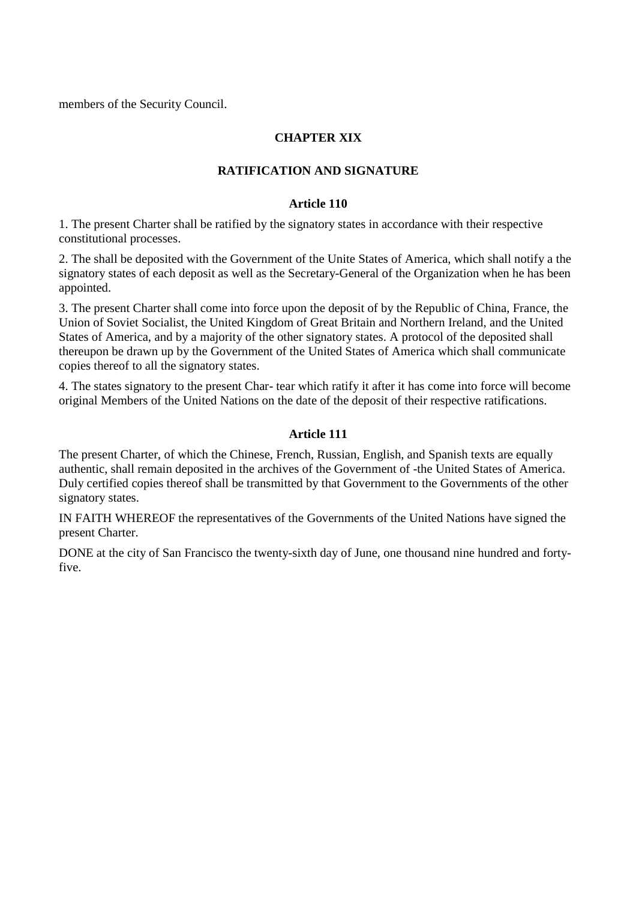members of the Security Council.

## CHAPTER XIX

## RATIFICATION AND SIGNATURE

### Article 110

1. The present Charter shall be ratified by the signatory states in accordance with their respective constitutional processes.

2. The shall be deposited with the Government of the Unite States of America, which shall notify a the signatory states of each deposit as well as the Secretary-General of the Organization when he has been appointed.

3. The present Charter shall come into force upon the deposit of by the Republic of China, France, the Union of Soviet Socialist, the United Kingdom of Great Britain and Northern Ireland, and the United States of America, and by a majority of the other signatory states. A protocol of the deposited shall thereupon be drawn up by the Government of the United States of America which shall communicate copies thereof to all the signatory states.

4. The states signatory to the present Char- tear which ratify it after it has come into force will become original Members of the United Nations on the date of the deposit of their respective ratifications.

### Article 111

The present Charter, of which the Chinese, French, Russian, English, and Spanish texts are equally authentic, shall remain deposited in the archives of the Government of -the United States of America. Duly certified copies thereof shall be transmitted by that Government to the Governments of the other signatory states.

IN FAITH WHEREOF the representatives of the Governments of the United Nations have signed the present Charter.

DONE at the city of San Francisco the twenty-sixth day of June, one thousand nine hundred and forty-five.